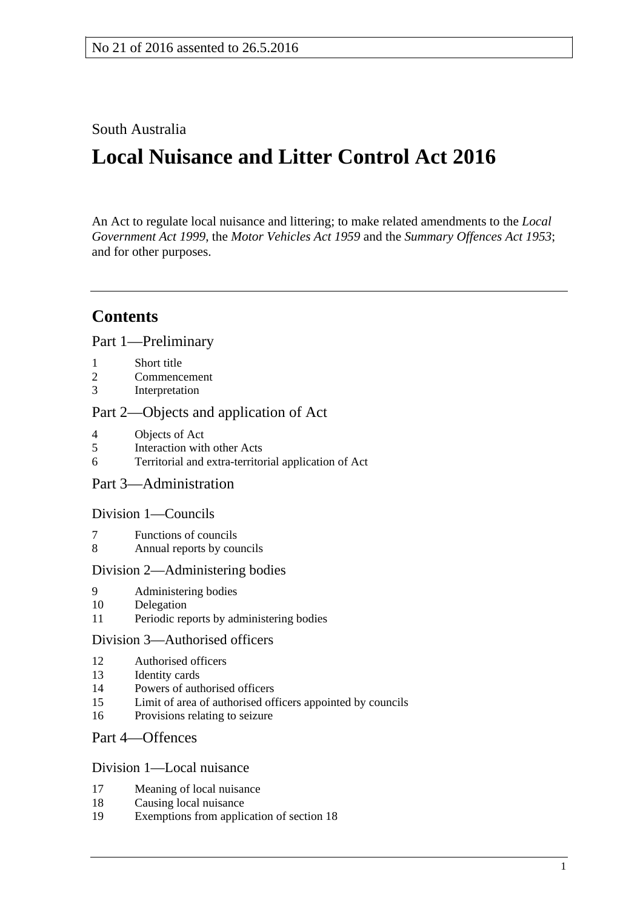No 21 of 2016 assented to 26.5.2016

South Australia

# Local Nuisance and Litter Control Act 2016

An Act to regulate local nuisance and littering; to make related amendments to the *Local Government Act 1999*, the *Motor Vehicles Act 1959* and the *Summary Offences Act 1953*; and for other purposes.

---

## Contents

### Part 1—Preliminary

1 Short title
2 Commencement
3 Interpretation

### Part 2—Objects and application of Act

4 Objects of Act
5 Interaction with other Acts
6 Territorial and extra-territorial application of Act

### Part 3—Administration

#### Division 1—Councils

7 Functions of councils
8 Annual reports by councils

#### Division 2—Administering bodies

9 Administering bodies
10 Delegation
11 Periodic reports by administering bodies

#### Division 3—Authorised officers

12 Authorised officers
13 Identity cards
14 Powers of authorised officers
15 Limit of area of authorised officers appointed by councils
16 Provisions relating to seizure

### Part 4—Offences

#### Division 1—Local nuisance

17 Meaning of local nuisance
18 Causing local nuisance
19 Exemptions from application of section 18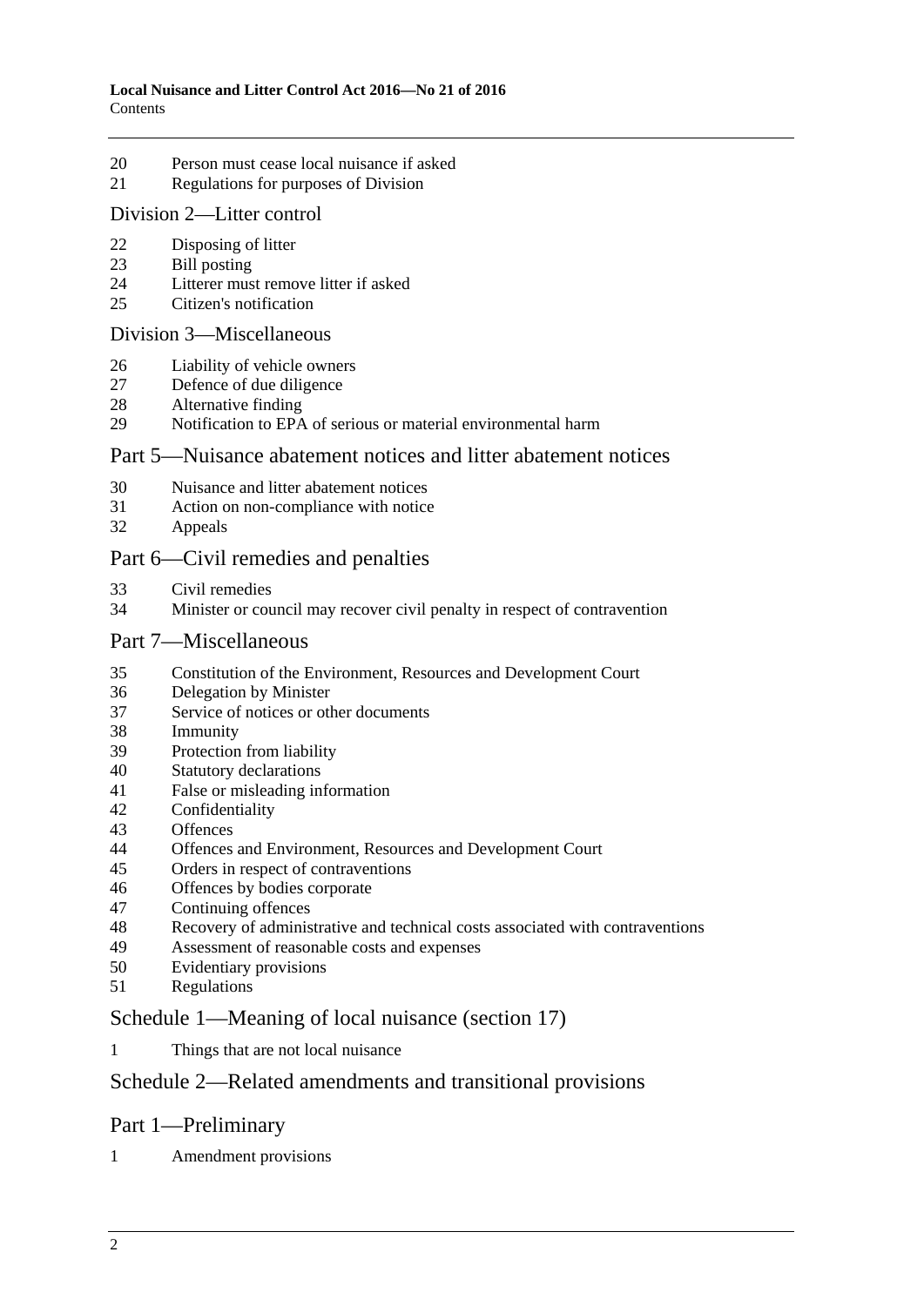20 Person must cease local nuisance if asked
21 Regulations for purposes of Division

## Division 2—Litter control

22 Disposing of litter
23 Bill posting
24 Litterer must remove litter if asked
25 Citizen's notification

## Division 3—Miscellaneous

26 Liability of vehicle owners
27 Defence of due diligence
28 Alternative finding
29 Notification to EPA of serious or material environmental harm

## Part 5—Nuisance abatement notices and litter abatement notices

30 Nuisance and litter abatement notices
31 Action on non-compliance with notice
32 Appeals

## Part 6—Civil remedies and penalties

33 Civil remedies
34 Minister or council may recover civil penalty in respect of contravention

## Part 7—Miscellaneous

35 Constitution of the Environment, Resources and Development Court
36 Delegation by Minister
37 Service of notices or other documents
38 Immunity
39 Protection from liability
40 Statutory declarations
41 False or misleading information
42 Confidentiality
43 Offences
44 Offences and Environment, Resources and Development Court
45 Orders in respect of contraventions
46 Offences by bodies corporate
47 Continuing offences
48 Recovery of administrative and technical costs associated with contraventions
49 Assessment of reasonable costs and expenses
50 Evidentiary provisions
51 Regulations

## Schedule 1—Meaning of local nuisance (section 17)

1 Things that are not local nuisance

## Schedule 2—Related amendments and transitional provisions

## Part 1—Preliminary

1 Amendment provisions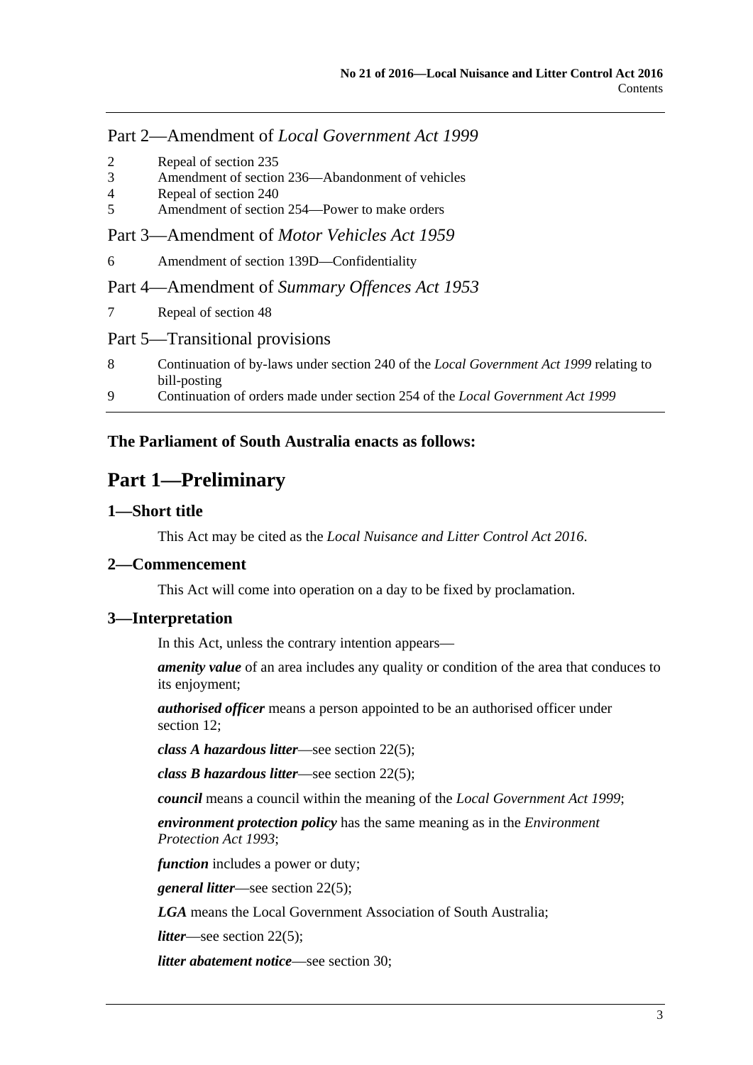## Part 2—Amendment of *Local Government Act 1999*

2 Repeal of section 235
3 Amendment of section 236—Abandonment of vehicles
4 Repeal of section 240
5 Amendment of section 254—Power to make orders

## Part 3—Amendment of *Motor Vehicles Act 1959*

6 Amendment of section 139D—Confidentiality

## Part 4—Amendment of *Summary Offences Act 1953*

7 Repeal of section 48

## Part 5—Transitional provisions

8 Continuation of by-laws under section 240 of the *Local Government Act 1999* relating to bill-posting
9 Continuation of orders made under section 254 of the *Local Government Act 1999*

**The Parliament of South Australia enacts as follows:**

# Part 1—Preliminary

### 1—Short title

This Act may be cited as the *Local Nuisance and Litter Control Act 2016*.

### 2—Commencement

This Act will come into operation on a day to be fixed by proclamation.

### 3—Interpretation

In this Act, unless the contrary intention appears—

***amenity value*** of an area includes any quality or condition of the area that conduces to its enjoyment;

***authorised officer*** means a person appointed to be an authorised officer under section 12;

***class A hazardous litter***—see section 22(5);

***class B hazardous litter***—see section 22(5);

***council*** means a council within the meaning of the *Local Government Act 1999*;

***environment protection policy*** has the same meaning as in the *Environment Protection Act 1993*;

***function*** includes a power or duty;

***general litter***—see section 22(5);

***LGA*** means the Local Government Association of South Australia;

***litter***—see section 22(5);

***litter abatement notice***—see section 30;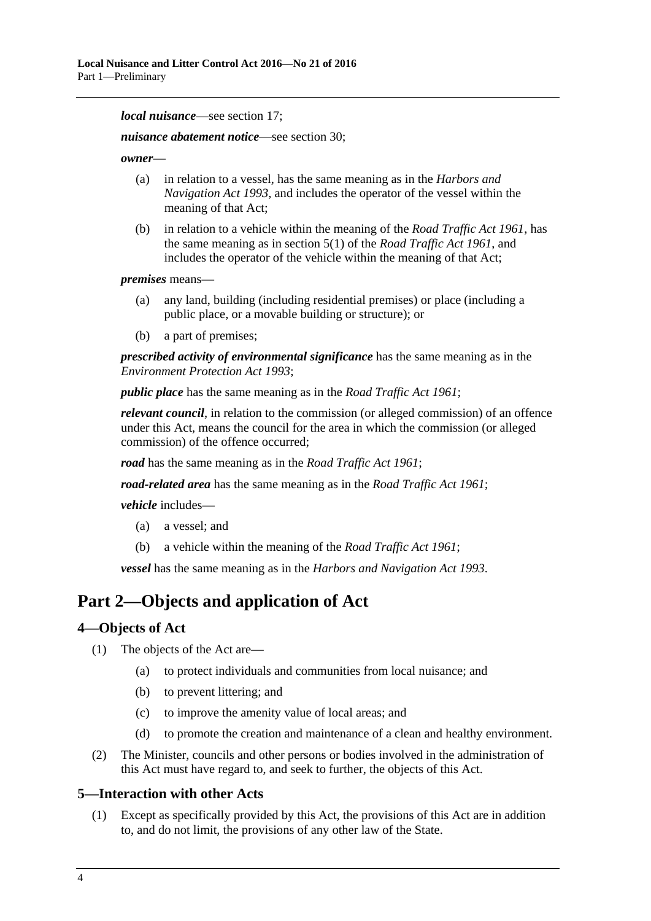***local nuisance***—see section 17;

***nuisance abatement notice***—see section 30;

***owner***—

(a) in relation to a vessel, has the same meaning as in the *Harbors and Navigation Act 1993*, and includes the operator of the vessel within the meaning of that Act;

(b) in relation to a vehicle within the meaning of the *Road Traffic Act 1961*, has the same meaning as in section 5(1) of the *Road Traffic Act 1961*, and includes the operator of the vehicle within the meaning of that Act;

***premises*** means—

(a) any land, building (including residential premises) or place (including a public place, or a movable building or structure); or

(b) a part of premises;

***prescribed activity of environmental significance*** has the same meaning as in the *Environment Protection Act 1993*;

***public place*** has the same meaning as in the *Road Traffic Act 1961*;

***relevant council***, in relation to the commission (or alleged commission) of an offence under this Act, means the council for the area in which the commission (or alleged commission) of the offence occurred;

***road*** has the same meaning as in the *Road Traffic Act 1961*;

***road-related area*** has the same meaning as in the *Road Traffic Act 1961*;

***vehicle*** includes—

(a) a vessel; and

(b) a vehicle within the meaning of the *Road Traffic Act 1961*;

***vessel*** has the same meaning as in the *Harbors and Navigation Act 1993*.

# Part 2—Objects and application of Act

## 4—Objects of Act

(1) The objects of the Act are—

(a) to protect individuals and communities from local nuisance; and

(b) to prevent littering; and

(c) to improve the amenity value of local areas; and

(d) to promote the creation and maintenance of a clean and healthy environment.

(2) The Minister, councils and other persons or bodies involved in the administration of this Act must have regard to, and seek to further, the objects of this Act.

## 5—Interaction with other Acts

(1) Except as specifically provided by this Act, the provisions of this Act are in addition to, and do not limit, the provisions of any other law of the State.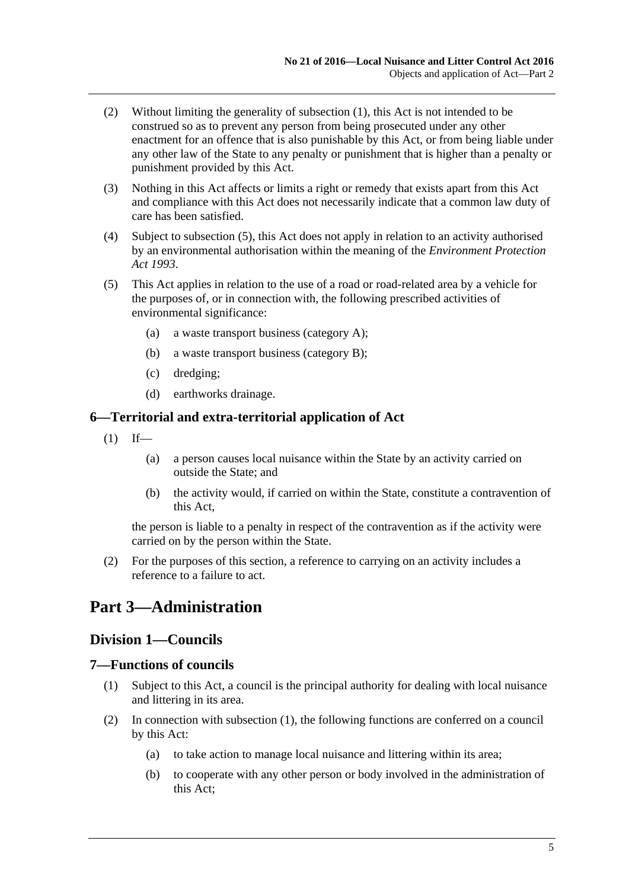(2) Without limiting the generality of subsection (1), this Act is not intended to be construed so as to prevent any person from being prosecuted under any other enactment for an offence that is also punishable by this Act, or from being liable under any other law of the State to any penalty or punishment that is higher than a penalty or punishment provided by this Act.

(3) Nothing in this Act affects or limits a right or remedy that exists apart from this Act and compliance with this Act does not necessarily indicate that a common law duty of care has been satisfied.

(4) Subject to subsection (5), this Act does not apply in relation to an activity authorised by an environmental authorisation within the meaning of the *Environment Protection Act 1993*.

(5) This Act applies in relation to the use of a road or road-related area by a vehicle for the purposes of, or in connection with, the following prescribed activities of environmental significance:

- (a) a waste transport business (category A);
- (b) a waste transport business (category B);
- (c) dredging;
- (d) earthworks drainage.

### 6—Territorial and extra-territorial application of Act

(1) If—

- (a) a person causes local nuisance within the State by an activity carried on outside the State; and
- (b) the activity would, if carried on within the State, constitute a contravention of this Act,

the person is liable to a penalty in respect of the contravention as if the activity were carried on by the person within the State.

(2) For the purposes of this section, a reference to carrying on an activity includes a reference to a failure to act.

# Part 3—Administration

## Division 1—Councils

### 7—Functions of councils

(1) Subject to this Act, a council is the principal authority for dealing with local nuisance and littering in its area.

(2) In connection with subsection (1), the following functions are conferred on a council by this Act:

- (a) to take action to manage local nuisance and littering within its area;
- (b) to cooperate with any other person or body involved in the administration of this Act;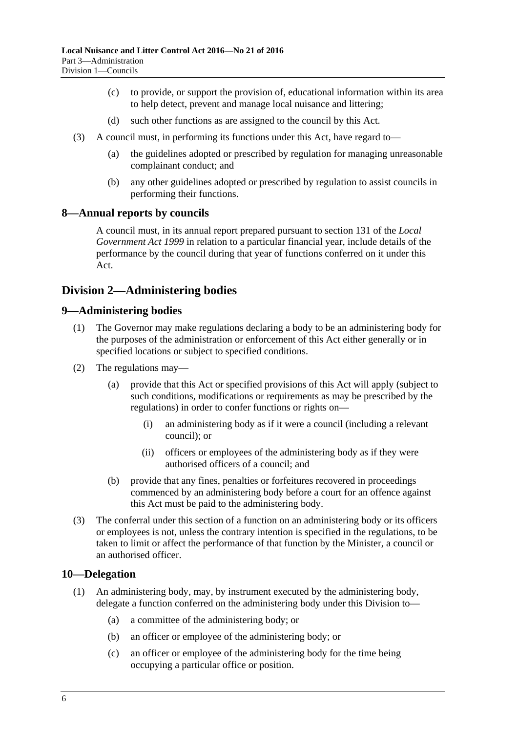(c) to provide, or support the provision of, educational information within its area to help detect, prevent and manage local nuisance and littering;

(d) such other functions as are assigned to the council by this Act.

(3) A council must, in performing its functions under this Act, have regard to—

(a) the guidelines adopted or prescribed by regulation for managing unreasonable complainant conduct; and

(b) any other guidelines adopted or prescribed by regulation to assist councils in performing their functions.

### 8—Annual reports by councils

A council must, in its annual report prepared pursuant to section 131 of the *Local Government Act 1999* in relation to a particular financial year, include details of the performance by the council during that year of functions conferred on it under this Act.

## Division 2—Administering bodies

### 9—Administering bodies

(1) The Governor may make regulations declaring a body to be an administering body for the purposes of the administration or enforcement of this Act either generally or in specified locations or subject to specified conditions.

(2) The regulations may—

(a) provide that this Act or specified provisions of this Act will apply (subject to such conditions, modifications or requirements as may be prescribed by the regulations) in order to confer functions or rights on—

(i) an administering body as if it were a council (including a relevant council); or

(ii) officers or employees of the administering body as if they were authorised officers of a council; and

(b) provide that any fines, penalties or forfeitures recovered in proceedings commenced by an administering body before a court for an offence against this Act must be paid to the administering body.

(3) The conferral under this section of a function on an administering body or its officers or employees is not, unless the contrary intention is specified in the regulations, to be taken to limit or affect the performance of that function by the Minister, a council or an authorised officer.

### 10—Delegation

(1) An administering body, may, by instrument executed by the administering body, delegate a function conferred on the administering body under this Division to—

(a) a committee of the administering body; or

(b) an officer or employee of the administering body; or

(c) an officer or employee of the administering body for the time being occupying a particular office or position.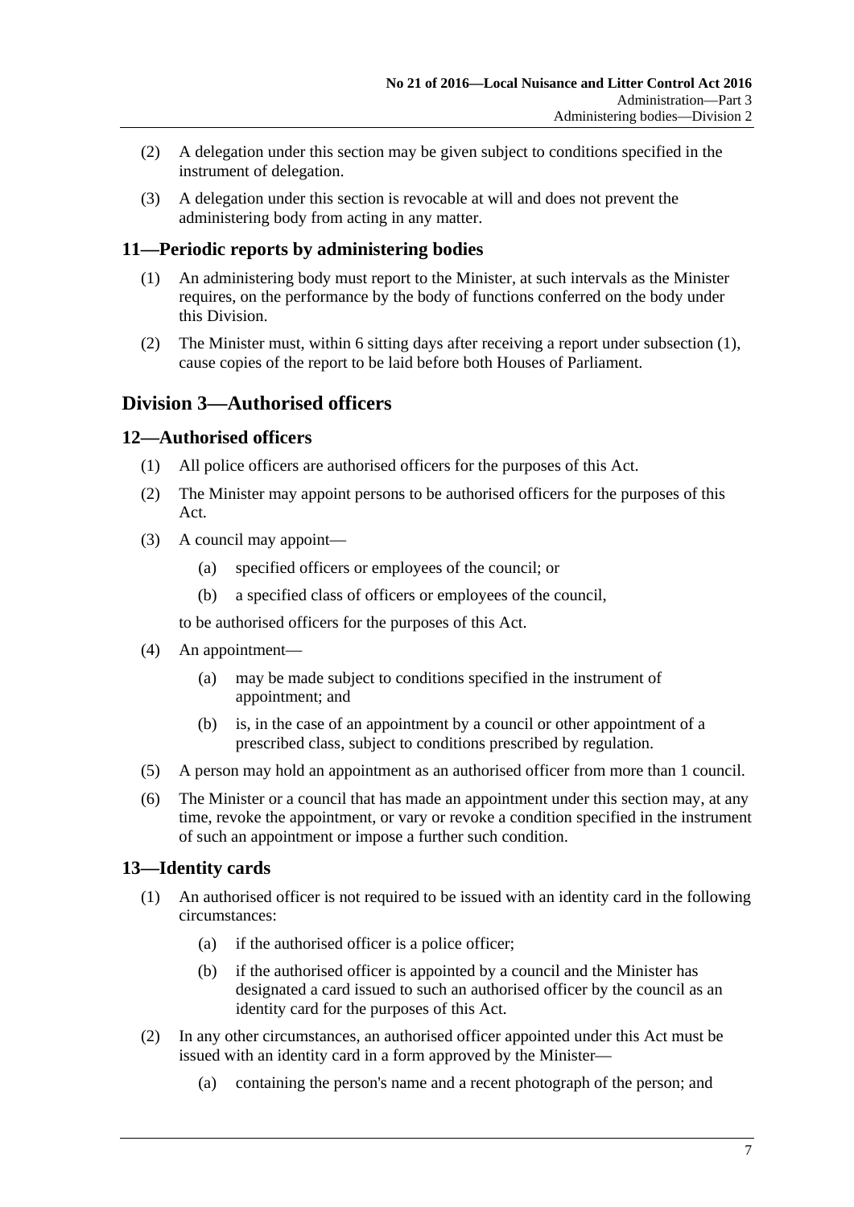(2) A delegation under this section may be given subject to conditions specified in the instrument of delegation.

(3) A delegation under this section is revocable at will and does not prevent the administering body from acting in any matter.

### 11—Periodic reports by administering bodies

(1) An administering body must report to the Minister, at such intervals as the Minister requires, on the performance by the body of functions conferred on the body under this Division.

(2) The Minister must, within 6 sitting days after receiving a report under subsection (1), cause copies of the report to be laid before both Houses of Parliament.

## Division 3—Authorised officers

### 12—Authorised officers

(1) All police officers are authorised officers for the purposes of this Act.

(2) The Minister may appoint persons to be authorised officers for the purposes of this Act.

(3) A council may appoint—

- (a) specified officers or employees of the council; or
- (b) a specified class of officers or employees of the council,

to be authorised officers for the purposes of this Act.

(4) An appointment—

- (a) may be made subject to conditions specified in the instrument of appointment; and
- (b) is, in the case of an appointment by a council or other appointment of a prescribed class, subject to conditions prescribed by regulation.

(5) A person may hold an appointment as an authorised officer from more than 1 council.

(6) The Minister or a council that has made an appointment under this section may, at any time, revoke the appointment, or vary or revoke a condition specified in the instrument of such an appointment or impose a further such condition.

### 13—Identity cards

(1) An authorised officer is not required to be issued with an identity card in the following circumstances:

- (a) if the authorised officer is a police officer;
- (b) if the authorised officer is appointed by a council and the Minister has designated a card issued to such an authorised officer by the council as an identity card for the purposes of this Act.

(2) In any other circumstances, an authorised officer appointed under this Act must be issued with an identity card in a form approved by the Minister—

- (a) containing the person's name and a recent photograph of the person; and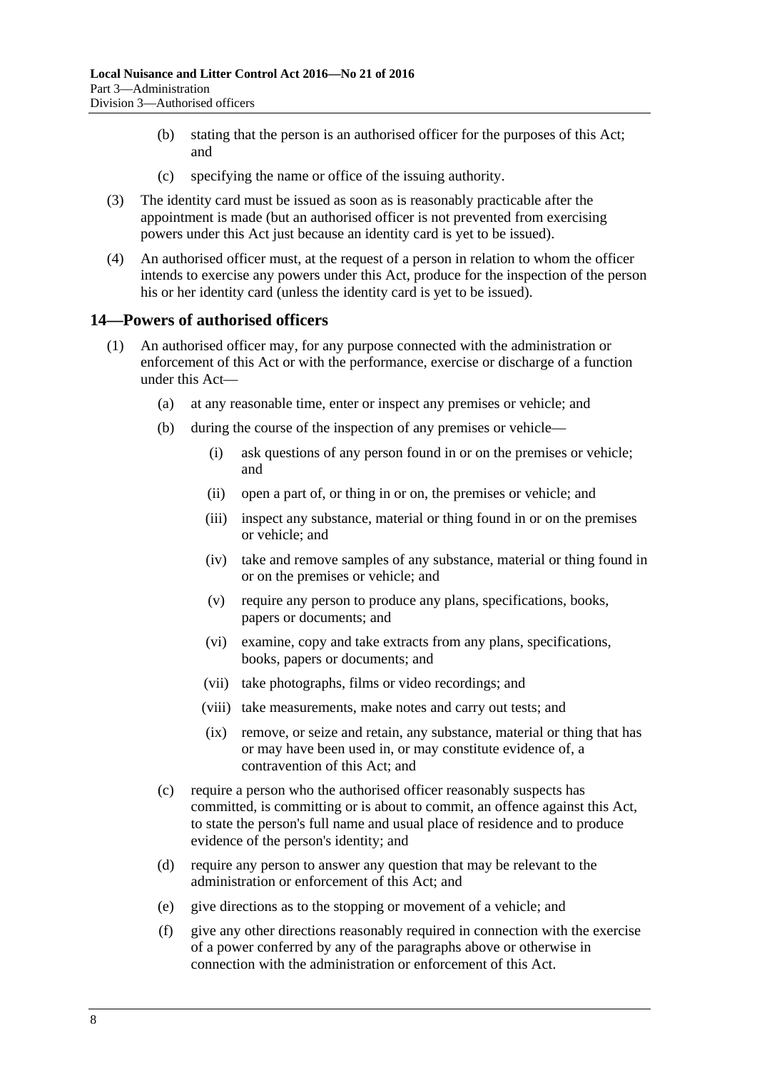(b) stating that the person is an authorised officer for the purposes of this Act; and

(c) specifying the name or office of the issuing authority.

(3) The identity card must be issued as soon as is reasonably practicable after the appointment is made (but an authorised officer is not prevented from exercising powers under this Act just because an identity card is yet to be issued).

(4) An authorised officer must, at the request of a person in relation to whom the officer intends to exercise any powers under this Act, produce for the inspection of the person his or her identity card (unless the identity card is yet to be issued).

## 14—Powers of authorised officers

(1) An authorised officer may, for any purpose connected with the administration or enforcement of this Act or with the performance, exercise or discharge of a function under this Act—

(a) at any reasonable time, enter or inspect any premises or vehicle; and

(b) during the course of the inspection of any premises or vehicle—

(i) ask questions of any person found in or on the premises or vehicle; and

(ii) open a part of, or thing in or on, the premises or vehicle; and

(iii) inspect any substance, material or thing found in or on the premises or vehicle; and

(iv) take and remove samples of any substance, material or thing found in or on the premises or vehicle; and

(v) require any person to produce any plans, specifications, books, papers or documents; and

(vi) examine, copy and take extracts from any plans, specifications, books, papers or documents; and

(vii) take photographs, films or video recordings; and

(viii) take measurements, make notes and carry out tests; and

(ix) remove, or seize and retain, any substance, material or thing that has or may have been used in, or may constitute evidence of, a contravention of this Act; and

(c) require a person who the authorised officer reasonably suspects has committed, is committing or is about to commit, an offence against this Act, to state the person's full name and usual place of residence and to produce evidence of the person's identity; and

(d) require any person to answer any question that may be relevant to the administration or enforcement of this Act; and

(e) give directions as to the stopping or movement of a vehicle; and

(f) give any other directions reasonably required in connection with the exercise of a power conferred by any of the paragraphs above or otherwise in connection with the administration or enforcement of this Act.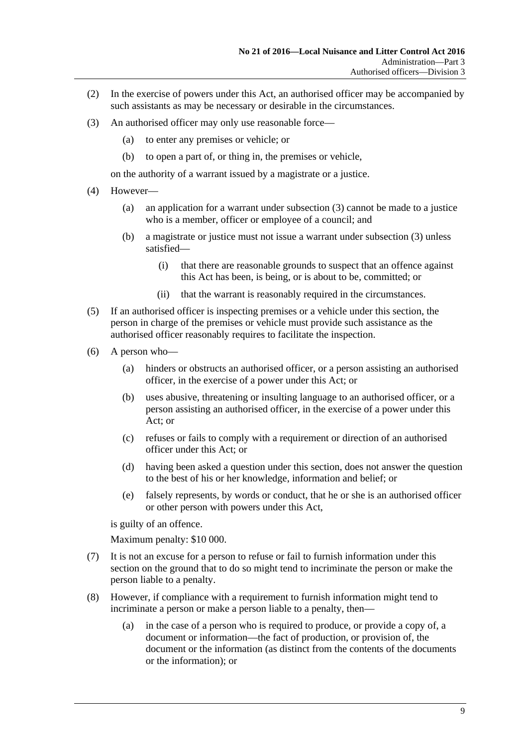(2) In the exercise of powers under this Act, an authorised officer may be accompanied by such assistants as may be necessary or desirable in the circumstances.

(3) An authorised officer may only use reasonable force—

  (a) to enter any premises or vehicle; or

  (b) to open a part of, or thing in, the premises or vehicle,

on the authority of a warrant issued by a magistrate or a justice.

(4) However—

  (a) an application for a warrant under subsection (3) cannot be made to a justice who is a member, officer or employee of a council; and

  (b) a magistrate or justice must not issue a warrant under subsection (3) unless satisfied—

    (i) that there are reasonable grounds to suspect that an offence against this Act has been, is being, or is about to be, committed; or

    (ii) that the warrant is reasonably required in the circumstances.

(5) If an authorised officer is inspecting premises or a vehicle under this section, the person in charge of the premises or vehicle must provide such assistance as the authorised officer reasonably requires to facilitate the inspection.

(6) A person who—

  (a) hinders or obstructs an authorised officer, or a person assisting an authorised officer, in the exercise of a power under this Act; or

  (b) uses abusive, threatening or insulting language to an authorised officer, or a person assisting an authorised officer, in the exercise of a power under this Act; or

  (c) refuses or fails to comply with a requirement or direction of an authorised officer under this Act; or

  (d) having been asked a question under this section, does not answer the question to the best of his or her knowledge, information and belief; or

  (e) falsely represents, by words or conduct, that he or she is an authorised officer or other person with powers under this Act,

is guilty of an offence.

Maximum penalty: $10 000.

(7) It is not an excuse for a person to refuse or fail to furnish information under this section on the ground that to do so might tend to incriminate the person or make the person liable to a penalty.

(8) However, if compliance with a requirement to furnish information might tend to incriminate a person or make a person liable to a penalty, then—

  (a) in the case of a person who is required to produce, or provide a copy of, a document or information—the fact of production, or provision of, the document or the information (as distinct from the contents of the documents or the information); or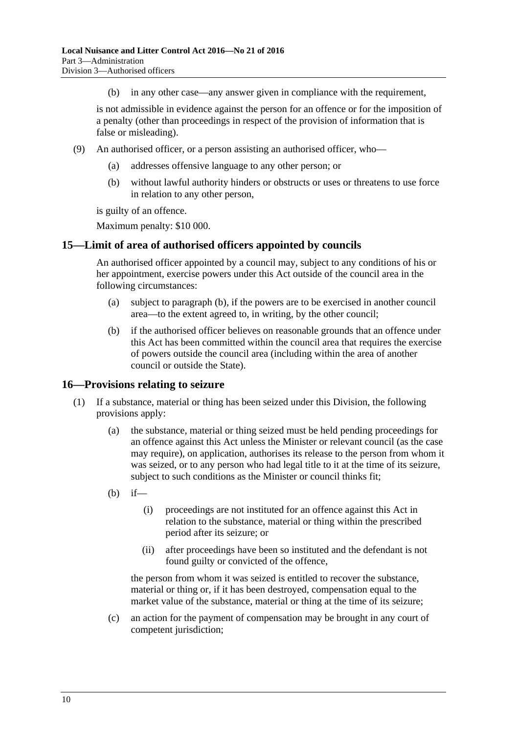(b) in any other case—any answer given in compliance with the requirement,

is not admissible in evidence against the person for an offence or for the imposition of a penalty (other than proceedings in respect of the provision of information that is false or misleading).

(9) An authorised officer, or a person assisting an authorised officer, who—

(a) addresses offensive language to any other person; or

(b) without lawful authority hinders or obstructs or uses or threatens to use force in relation to any other person,

is guilty of an offence.

Maximum penalty: $10 000.

## 15—Limit of area of authorised officers appointed by councils

An authorised officer appointed by a council may, subject to any conditions of his or her appointment, exercise powers under this Act outside of the council area in the following circumstances:

(a) subject to paragraph (b), if the powers are to be exercised in another council area—to the extent agreed to, in writing, by the other council;

(b) if the authorised officer believes on reasonable grounds that an offence under this Act has been committed within the council area that requires the exercise of powers outside the council area (including within the area of another council or outside the State).

## 16—Provisions relating to seizure

(1) If a substance, material or thing has been seized under this Division, the following provisions apply:

(a) the substance, material or thing seized must be held pending proceedings for an offence against this Act unless the Minister or relevant council (as the case may require), on application, authorises its release to the person from whom it was seized, or to any person who had legal title to it at the time of its seizure, subject to such conditions as the Minister or council thinks fit;

(b) if—

(i) proceedings are not instituted for an offence against this Act in relation to the substance, material or thing within the prescribed period after its seizure; or

(ii) after proceedings have been so instituted and the defendant is not found guilty or convicted of the offence,

the person from whom it was seized is entitled to recover the substance, material or thing or, if it has been destroyed, compensation equal to the market value of the substance, material or thing at the time of its seizure;

(c) an action for the payment of compensation may be brought in any court of competent jurisdiction;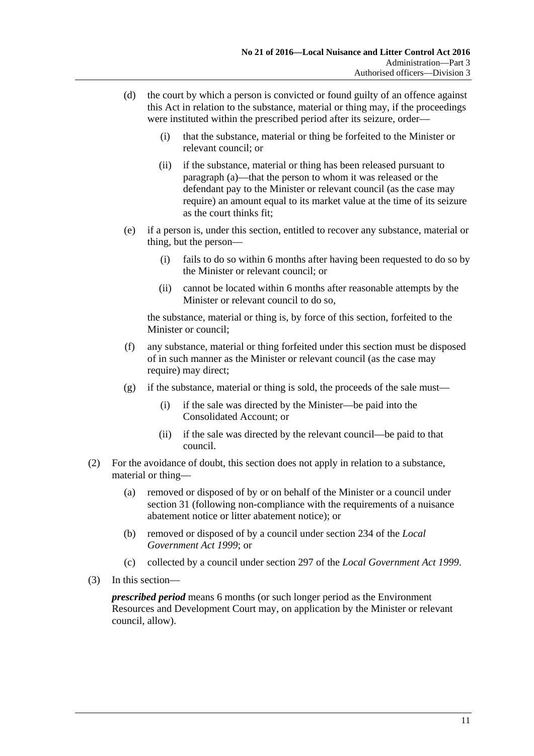(d) the court by which a person is convicted or found guilty of an offence against this Act in relation to the substance, material or thing may, if the proceedings were instituted within the prescribed period after its seizure, order—

  (i) that the substance, material or thing be forfeited to the Minister or relevant council; or

  (ii) if the substance, material or thing has been released pursuant to paragraph (a)—that the person to whom it was released or the defendant pay to the Minister or relevant council (as the case may require) an amount equal to its market value at the time of its seizure as the court thinks fit;

(e) if a person is, under this section, entitled to recover any substance, material or thing, but the person—

  (i) fails to do so within 6 months after having been requested to do so by the Minister or relevant council; or

  (ii) cannot be located within 6 months after reasonable attempts by the Minister or relevant council to do so,

  the substance, material or thing is, by force of this section, forfeited to the Minister or council;

(f) any substance, material or thing forfeited under this section must be disposed of in such manner as the Minister or relevant council (as the case may require) may direct;

(g) if the substance, material or thing is sold, the proceeds of the sale must—

  (i) if the sale was directed by the Minister—be paid into the Consolidated Account; or

  (ii) if the sale was directed by the relevant council—be paid to that council.

(2) For the avoidance of doubt, this section does not apply in relation to a substance, material or thing—

  (a) removed or disposed of by or on behalf of the Minister or a council under section 31 (following non-compliance with the requirements of a nuisance abatement notice or litter abatement notice); or

  (b) removed or disposed of by a council under section 234 of the *Local Government Act 1999*; or

  (c) collected by a council under section 297 of the *Local Government Act 1999*.

(3) In this section—

***prescribed period*** means 6 months (or such longer period as the Environment Resources and Development Court may, on application by the Minister or relevant council, allow).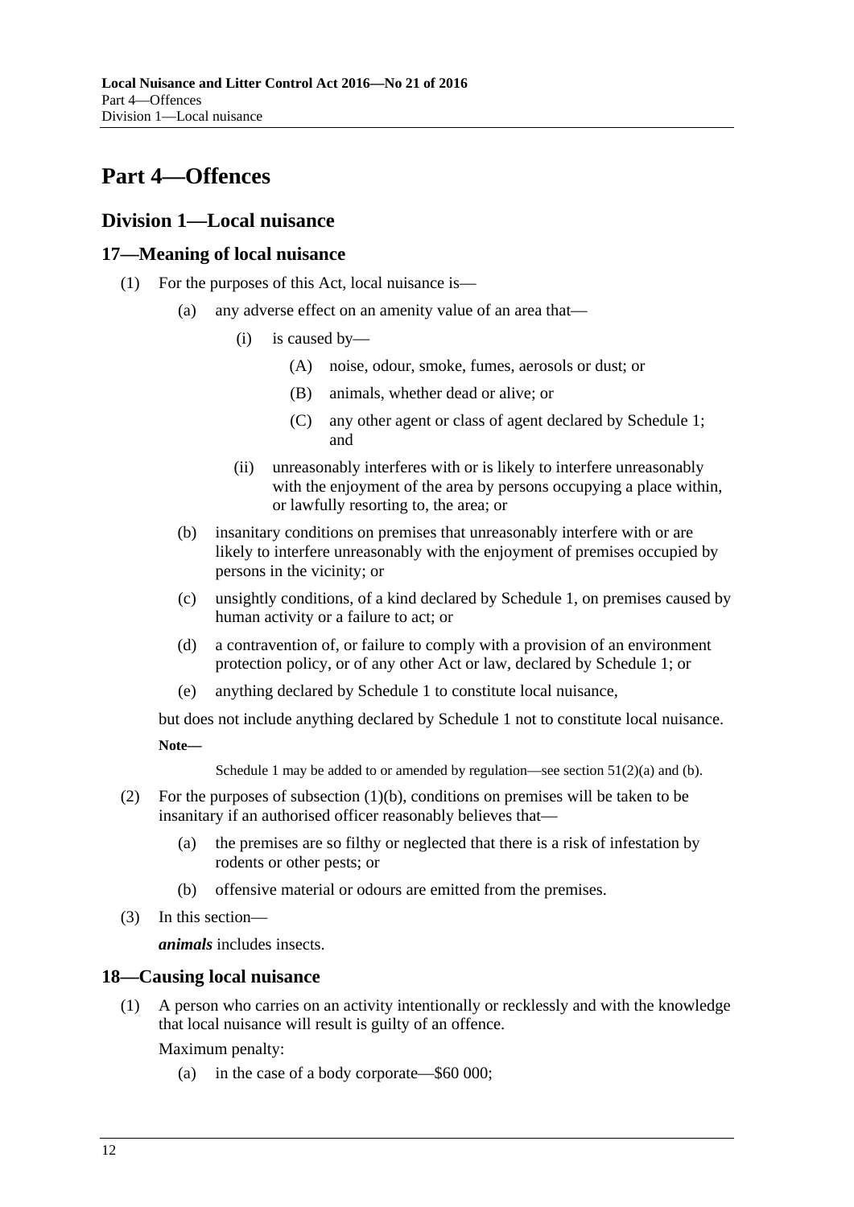# Part 4—Offences

## Division 1—Local nuisance

### 17—Meaning of local nuisance

(1) For the purposes of this Act, local nuisance is—

- (a) any adverse effect on an amenity value of an area that—
  - (i) is caused by—
    - (A) noise, odour, smoke, fumes, aerosols or dust; or
    - (B) animals, whether dead or alive; or
    - (C) any other agent or class of agent declared by Schedule 1; and
  - (ii) unreasonably interferes with or is likely to interfere unreasonably with the enjoyment of the area by persons occupying a place within, or lawfully resorting to, the area; or
- (b) insanitary conditions on premises that unreasonably interfere with or are likely to interfere unreasonably with the enjoyment of premises occupied by persons in the vicinity; or
- (c) unsightly conditions, of a kind declared by Schedule 1, on premises caused by human activity or a failure to act; or
- (d) a contravention of, or failure to comply with a provision of an environment protection policy, or of any other Act or law, declared by Schedule 1; or
- (e) anything declared by Schedule 1 to constitute local nuisance,

but does not include anything declared by Schedule 1 not to constitute local nuisance.

**Note—**

Schedule 1 may be added to or amended by regulation—see section 51(2)(a) and (b).

(2) For the purposes of subsection (1)(b), conditions on premises will be taken to be insanitary if an authorised officer reasonably believes that—

- (a) the premises are so filthy or neglected that there is a risk of infestation by rodents or other pests; or
- (b) offensive material or odours are emitted from the premises.

(3) In this section—

***animals*** includes insects.

### 18—Causing local nuisance

(1) A person who carries on an activity intentionally or recklessly and with the knowledge that local nuisance will result is guilty of an offence.

Maximum penalty:

- (a) in the case of a body corporate—$60 000;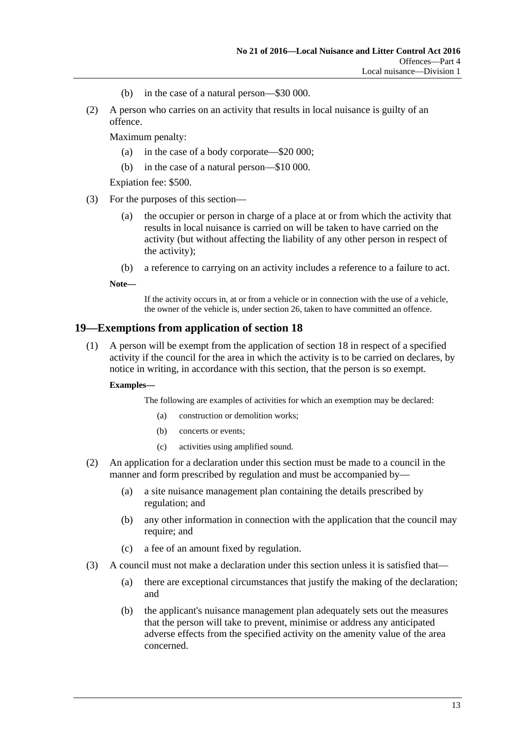(b) in the case of a natural person—$30 000.

(2) A person who carries on an activity that results in local nuisance is guilty of an offence.

Maximum penalty:

(a) in the case of a body corporate—$20 000;

(b) in the case of a natural person—$10 000.

Expiation fee: $500.

(3) For the purposes of this section—

(a) the occupier or person in charge of a place at or from which the activity that results in local nuisance is carried on will be taken to have carried on the activity (but without affecting the liability of any other person in respect of the activity);

(b) a reference to carrying on an activity includes a reference to a failure to act.

**Note—**

If the activity occurs in, at or from a vehicle or in connection with the use of a vehicle, the owner of the vehicle is, under section 26, taken to have committed an offence.

## 19—Exemptions from application of section 18

(1) A person will be exempt from the application of section 18 in respect of a specified activity if the council for the area in which the activity is to be carried on declares, by notice in writing, in accordance with this section, that the person is so exempt.

**Examples—**

The following are examples of activities for which an exemption may be declared:

(a) construction or demolition works;

(b) concerts or events;

(c) activities using amplified sound.

(2) An application for a declaration under this section must be made to a council in the manner and form prescribed by regulation and must be accompanied by—

(a) a site nuisance management plan containing the details prescribed by regulation; and

(b) any other information in connection with the application that the council may require; and

(c) a fee of an amount fixed by regulation.

(3) A council must not make a declaration under this section unless it is satisfied that—

(a) there are exceptional circumstances that justify the making of the declaration; and

(b) the applicant's nuisance management plan adequately sets out the measures that the person will take to prevent, minimise or address any anticipated adverse effects from the specified activity on the amenity value of the area concerned.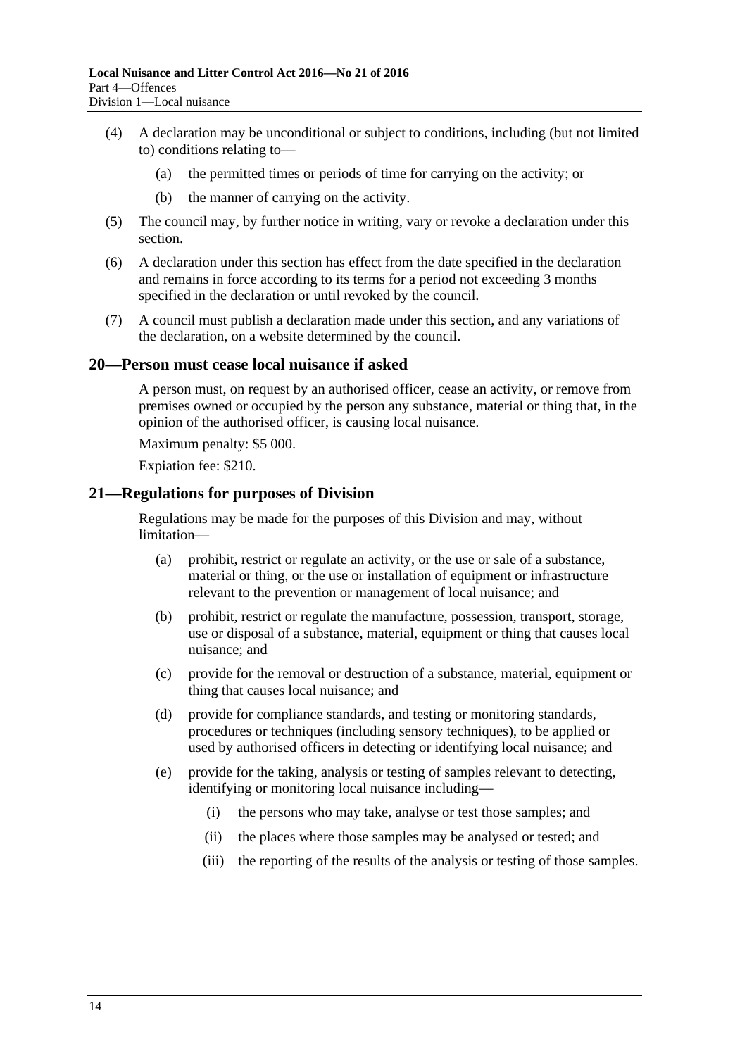(4) A declaration may be unconditional or subject to conditions, including (but not limited to) conditions relating to—

(a) the permitted times or periods of time for carrying on the activity; or

(b) the manner of carrying on the activity.

(5) The council may, by further notice in writing, vary or revoke a declaration under this section.

(6) A declaration under this section has effect from the date specified in the declaration and remains in force according to its terms for a period not exceeding 3 months specified in the declaration or until revoked by the council.

(7) A council must publish a declaration made under this section, and any variations of the declaration, on a website determined by the council.

## 20—Person must cease local nuisance if asked

A person must, on request by an authorised officer, cease an activity, or remove from premises owned or occupied by the person any substance, material or thing that, in the opinion of the authorised officer, is causing local nuisance.

Maximum penalty: $5 000.

Expiation fee: $210.

## 21—Regulations for purposes of Division

Regulations may be made for the purposes of this Division and may, without limitation—

(a) prohibit, restrict or regulate an activity, or the use or sale of a substance, material or thing, or the use or installation of equipment or infrastructure relevant to the prevention or management of local nuisance; and

(b) prohibit, restrict or regulate the manufacture, possession, transport, storage, use or disposal of a substance, material, equipment or thing that causes local nuisance; and

(c) provide for the removal or destruction of a substance, material, equipment or thing that causes local nuisance; and

(d) provide for compliance standards, and testing or monitoring standards, procedures or techniques (including sensory techniques), to be applied or used by authorised officers in detecting or identifying local nuisance; and

(e) provide for the taking, analysis or testing of samples relevant to detecting, identifying or monitoring local nuisance including—

(i) the persons who may take, analyse or test those samples; and

(ii) the places where those samples may be analysed or tested; and

(iii) the reporting of the results of the analysis or testing of those samples.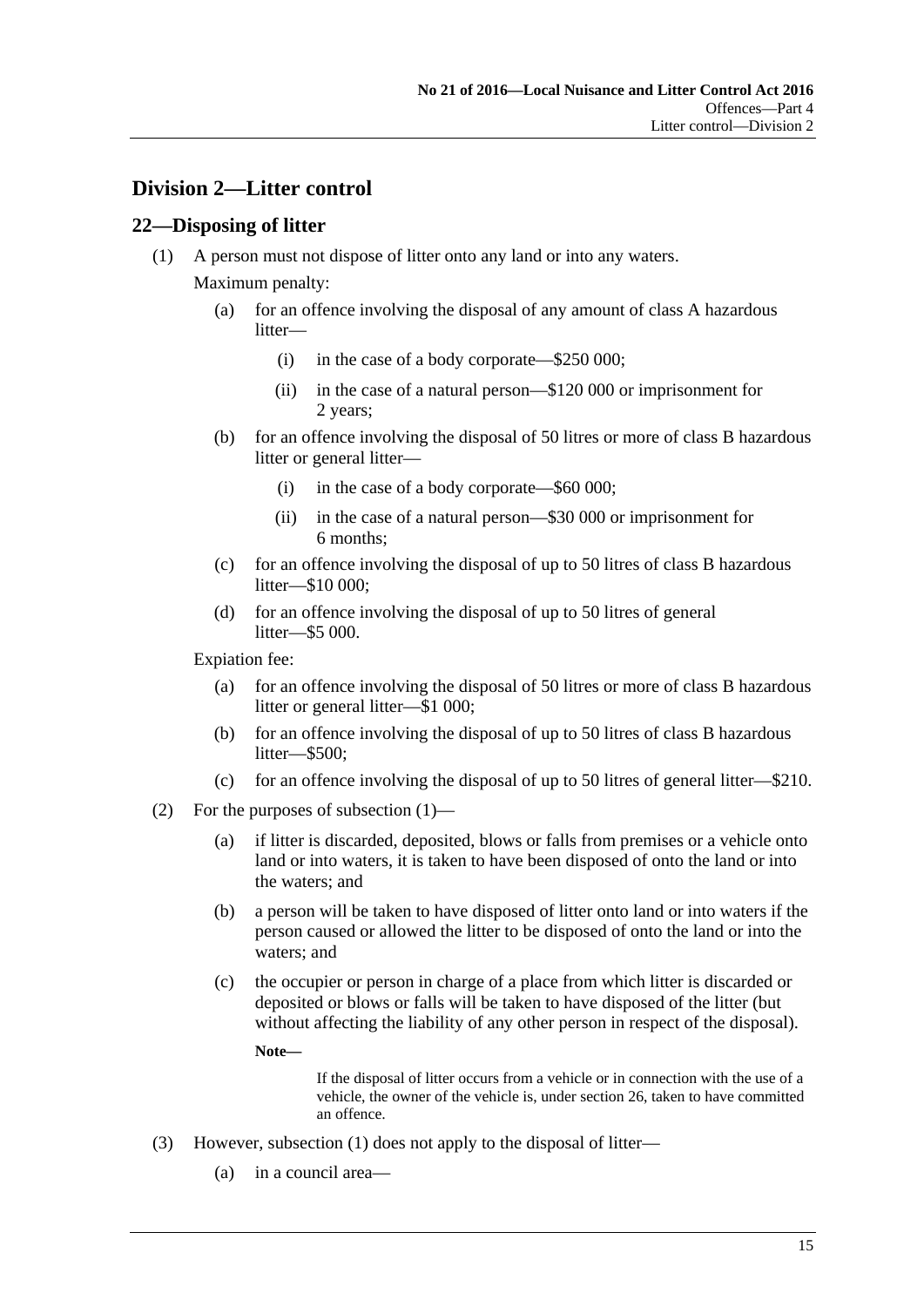## Division 2—Litter control

### 22—Disposing of litter

(1) A person must not dispose of litter onto any land or into any waters.

Maximum penalty:

(a) for an offence involving the disposal of any amount of class A hazardous litter—

(i) in the case of a body corporate—$250 000;

(ii) in the case of a natural person—$120 000 or imprisonment for 2 years;

(b) for an offence involving the disposal of 50 litres or more of class B hazardous litter or general litter—

(i) in the case of a body corporate—$60 000;

(ii) in the case of a natural person—$30 000 or imprisonment for 6 months;

(c) for an offence involving the disposal of up to 50 litres of class B hazardous litter—$10 000;

(d) for an offence involving the disposal of up to 50 litres of general litter—$5 000.

Expiation fee:

(a) for an offence involving the disposal of 50 litres or more of class B hazardous litter or general litter—$1 000;

(b) for an offence involving the disposal of up to 50 litres of class B hazardous litter—$500;

(c) for an offence involving the disposal of up to 50 litres of general litter—$210.

(2) For the purposes of subsection (1)—

(a) if litter is discarded, deposited, blows or falls from premises or a vehicle onto land or into waters, it is taken to have been disposed of onto the land or into the waters; and

(b) a person will be taken to have disposed of litter onto land or into waters if the person caused or allowed the litter to be disposed of onto the land or into the waters; and

(c) the occupier or person in charge of a place from which litter is discarded or deposited or blows or falls will be taken to have disposed of the litter (but without affecting the liability of any other person in respect of the disposal).

**Note—**

If the disposal of litter occurs from a vehicle or in connection with the use of a vehicle, the owner of the vehicle is, under section 26, taken to have committed an offence.

(3) However, subsection (1) does not apply to the disposal of litter—

(a) in a council area—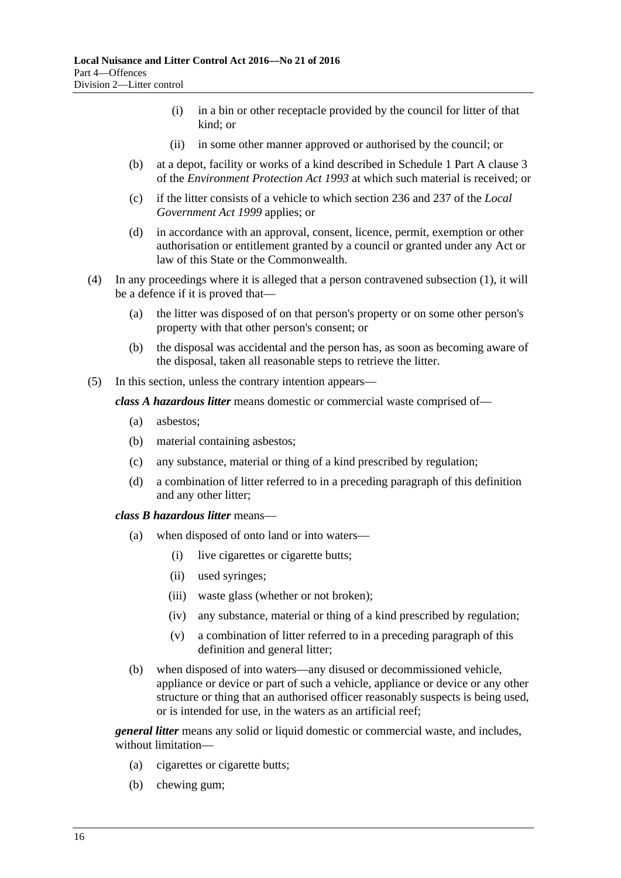(i) in a bin or other receptacle provided by the council for litter of that kind; or

(ii) in some other manner approved or authorised by the council; or

(b) at a depot, facility or works of a kind described in Schedule 1 Part A clause 3 of the *Environment Protection Act 1993* at which such material is received; or

(c) if the litter consists of a vehicle to which section 236 and 237 of the *Local Government Act 1999* applies; or

(d) in accordance with an approval, consent, licence, permit, exemption or other authorisation or entitlement granted by a council or granted under any Act or law of this State or the Commonwealth.

(4) In any proceedings where it is alleged that a person contravened subsection (1), it will be a defence if it is proved that—

(a) the litter was disposed of on that person's property or on some other person's property with that other person's consent; or

(b) the disposal was accidental and the person has, as soon as becoming aware of the disposal, taken all reasonable steps to retrieve the litter.

(5) In this section, unless the contrary intention appears—

***class A hazardous litter*** means domestic or commercial waste comprised of—

(a) asbestos;

(b) material containing asbestos;

(c) any substance, material or thing of a kind prescribed by regulation;

(d) a combination of litter referred to in a preceding paragraph of this definition and any other litter;

***class B hazardous litter*** means—

(a) when disposed of onto land or into waters—

(i) live cigarettes or cigarette butts;

(ii) used syringes;

(iii) waste glass (whether or not broken);

(iv) any substance, material or thing of a kind prescribed by regulation;

(v) a combination of litter referred to in a preceding paragraph of this definition and general litter;

(b) when disposed of into waters—any disused or decommissioned vehicle, appliance or device or part of such a vehicle, appliance or device or any other structure or thing that an authorised officer reasonably suspects is being used, or is intended for use, in the waters as an artificial reef;

***general litter*** means any solid or liquid domestic or commercial waste, and includes, without limitation—

(a) cigarettes or cigarette butts;

(b) chewing gum;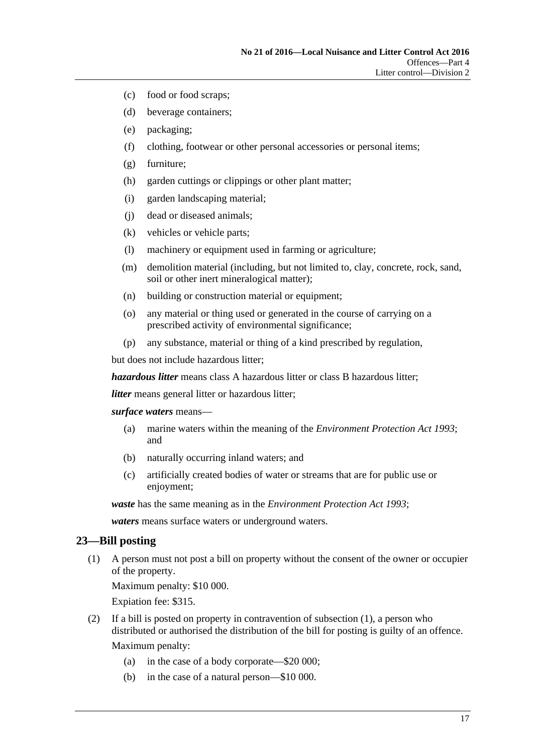(c) food or food scraps;

(d) beverage containers;

(e) packaging;

(f) clothing, footwear or other personal accessories or personal items;

(g) furniture;

(h) garden cuttings or clippings or other plant matter;

(i) garden landscaping material;

(j) dead or diseased animals;

(k) vehicles or vehicle parts;

(l) machinery or equipment used in farming or agriculture;

(m) demolition material (including, but not limited to, clay, concrete, rock, sand, soil or other inert mineralogical matter);

(n) building or construction material or equipment;

(o) any material or thing used or generated in the course of carrying on a prescribed activity of environmental significance;

(p) any substance, material or thing of a kind prescribed by regulation,

but does not include hazardous litter;

***hazardous litter*** means class A hazardous litter or class B hazardous litter;

***litter*** means general litter or hazardous litter;

***surface waters*** means—

(a) marine waters within the meaning of the *Environment Protection Act 1993*; and

(b) naturally occurring inland waters; and

(c) artificially created bodies of water or streams that are for public use or enjoyment;

***waste*** has the same meaning as in the *Environment Protection Act 1993*;

***waters*** means surface waters or underground waters.

## 23—Bill posting

(1) A person must not post a bill on property without the consent of the owner or occupier of the property.

Maximum penalty: $10 000.

Expiation fee: $315.

(2) If a bill is posted on property in contravention of subsection (1), a person who distributed or authorised the distribution of the bill for posting is guilty of an offence.

Maximum penalty:

(a) in the case of a body corporate—$20 000;

(b) in the case of a natural person—$10 000.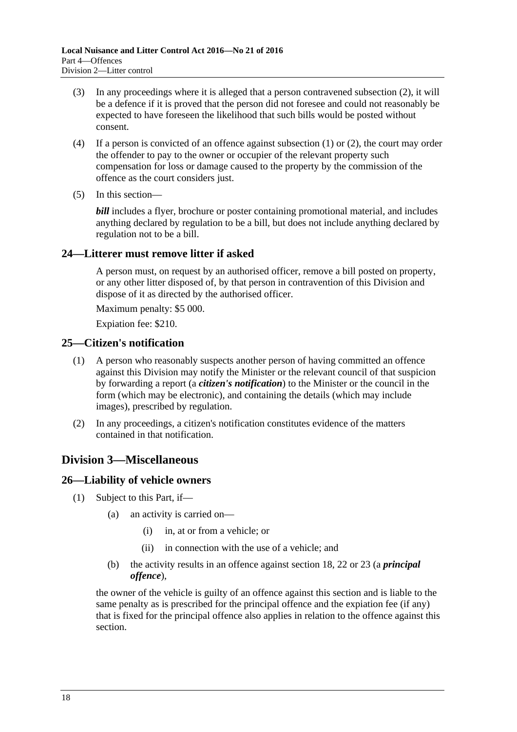(3) In any proceedings where it is alleged that a person contravened subsection (2), it will be a defence if it is proved that the person did not foresee and could not reasonably be expected to have foreseen the likelihood that such bills would be posted without consent.

(4) If a person is convicted of an offence against subsection (1) or (2), the court may order the offender to pay to the owner or occupier of the relevant property such compensation for loss or damage caused to the property by the commission of the offence as the court considers just.

(5) In this section—

***bill*** includes a flyer, brochure or poster containing promotional material, and includes anything declared by regulation to be a bill, but does not include anything declared by regulation not to be a bill.

### 24—Litterer must remove litter if asked

A person must, on request by an authorised officer, remove a bill posted on property, or any other litter disposed of, by that person in contravention of this Division and dispose of it as directed by the authorised officer.

Maximum penalty: $5 000.

Expiation fee: $210.

### 25—Citizen's notification

(1) A person who reasonably suspects another person of having committed an offence against this Division may notify the Minister or the relevant council of that suspicion by forwarding a report (a ***citizen's notification***) to the Minister or the council in the form (which may be electronic), and containing the details (which may include images), prescribed by regulation.

(2) In any proceedings, a citizen's notification constitutes evidence of the matters contained in that notification.

## Division 3—Miscellaneous

### 26—Liability of vehicle owners

(1) Subject to this Part, if—

  (a) an activity is carried on—

    (i) in, at or from a vehicle; or

    (ii) in connection with the use of a vehicle; and

  (b) the activity results in an offence against section 18, 22 or 23 (a ***principal offence***),

the owner of the vehicle is guilty of an offence against this section and is liable to the same penalty as is prescribed for the principal offence and the expiation fee (if any) that is fixed for the principal offence also applies in relation to the offence against this section.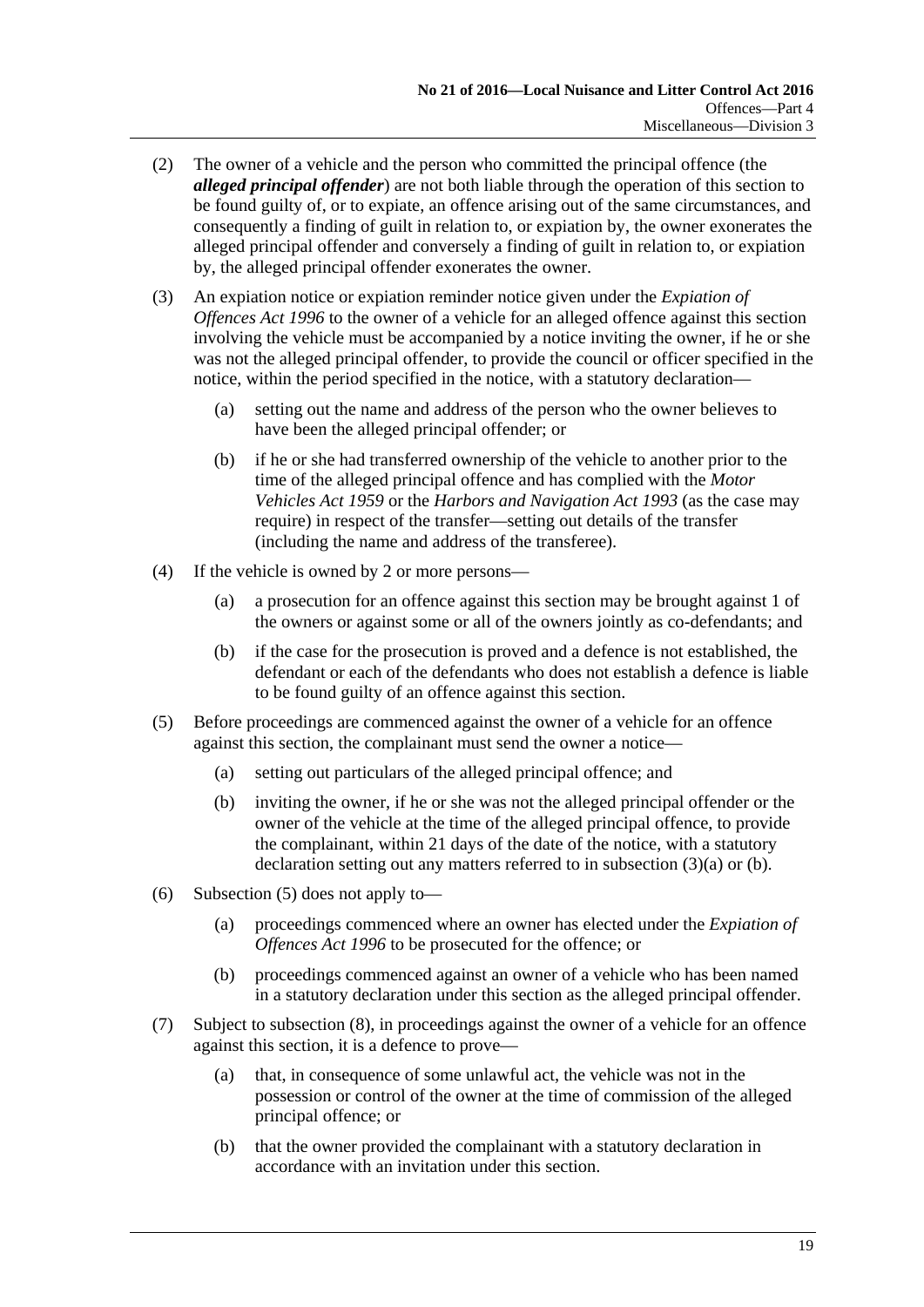(2) The owner of a vehicle and the person who committed the principal offence (the ***alleged principal offender***) are not both liable through the operation of this section to be found guilty of, or to expiate, an offence arising out of the same circumstances, and consequently a finding of guilt in relation to, or expiation by, the owner exonerates the alleged principal offender and conversely a finding of guilt in relation to, or expiation by, the alleged principal offender exonerates the owner.

(3) An expiation notice or expiation reminder notice given under the *Expiation of Offences Act 1996* to the owner of a vehicle for an alleged offence against this section involving the vehicle must be accompanied by a notice inviting the owner, if he or she was not the alleged principal offender, to provide the council or officer specified in the notice, within the period specified in the notice, with a statutory declaration—

> (a) setting out the name and address of the person who the owner believes to have been the alleged principal offender; or
>
> (b) if he or she had transferred ownership of the vehicle to another prior to the time of the alleged principal offence and has complied with the *Motor Vehicles Act 1959* or the *Harbors and Navigation Act 1993* (as the case may require) in respect of the transfer—setting out details of the transfer (including the name and address of the transferee).

(4) If the vehicle is owned by 2 or more persons—

> (a) a prosecution for an offence against this section may be brought against 1 of the owners or against some or all of the owners jointly as co-defendants; and
>
> (b) if the case for the prosecution is proved and a defence is not established, the defendant or each of the defendants who does not establish a defence is liable to be found guilty of an offence against this section.

(5) Before proceedings are commenced against the owner of a vehicle for an offence against this section, the complainant must send the owner a notice—

> (a) setting out particulars of the alleged principal offence; and
>
> (b) inviting the owner, if he or she was not the alleged principal offender or the owner of the vehicle at the time of the alleged principal offence, to provide the complainant, within 21 days of the date of the notice, with a statutory declaration setting out any matters referred to in subsection (3)(a) or (b).

(6) Subsection (5) does not apply to—

> (a) proceedings commenced where an owner has elected under the *Expiation of Offences Act 1996* to be prosecuted for the offence; or
>
> (b) proceedings commenced against an owner of a vehicle who has been named in a statutory declaration under this section as the alleged principal offender.

(7) Subject to subsection (8), in proceedings against the owner of a vehicle for an offence against this section, it is a defence to prove—

> (a) that, in consequence of some unlawful act, the vehicle was not in the possession or control of the owner at the time of commission of the alleged principal offence; or
>
> (b) that the owner provided the complainant with a statutory declaration in accordance with an invitation under this section.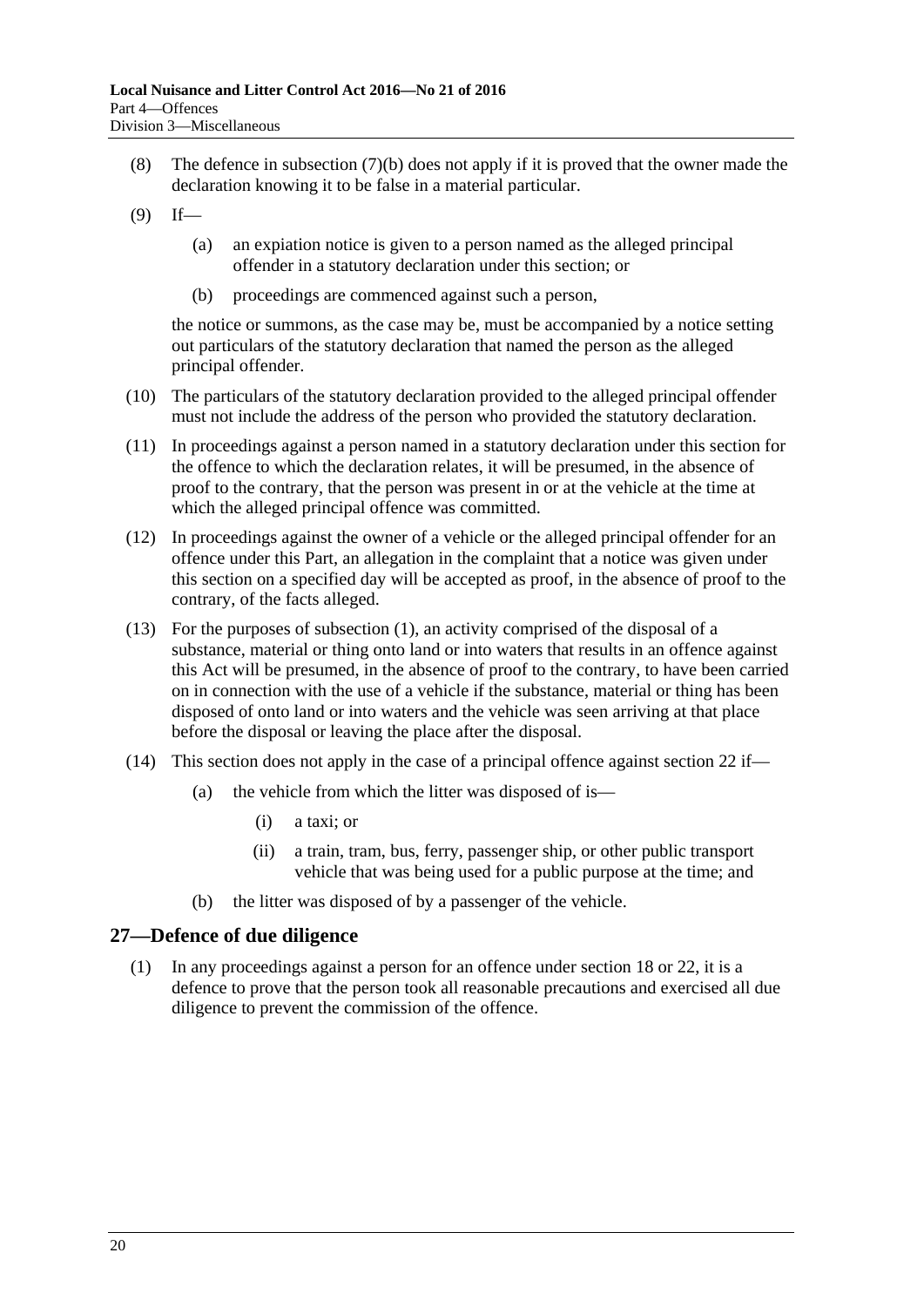(8) The defence in subsection (7)(b) does not apply if it is proved that the owner made the declaration knowing it to be false in a material particular.

(9) If—

(a) an expiation notice is given to a person named as the alleged principal offender in a statutory declaration under this section; or

(b) proceedings are commenced against such a person,

the notice or summons, as the case may be, must be accompanied by a notice setting out particulars of the statutory declaration that named the person as the alleged principal offender.

(10) The particulars of the statutory declaration provided to the alleged principal offender must not include the address of the person who provided the statutory declaration.

(11) In proceedings against a person named in a statutory declaration under this section for the offence to which the declaration relates, it will be presumed, in the absence of proof to the contrary, that the person was present in or at the vehicle at the time at which the alleged principal offence was committed.

(12) In proceedings against the owner of a vehicle or the alleged principal offender for an offence under this Part, an allegation in the complaint that a notice was given under this section on a specified day will be accepted as proof, in the absence of proof to the contrary, of the facts alleged.

(13) For the purposes of subsection (1), an activity comprised of the disposal of a substance, material or thing onto land or into waters that results in an offence against this Act will be presumed, in the absence of proof to the contrary, to have been carried on in connection with the use of a vehicle if the substance, material or thing has been disposed of onto land or into waters and the vehicle was seen arriving at that place before the disposal or leaving the place after the disposal.

(14) This section does not apply in the case of a principal offence against section 22 if—

(a) the vehicle from which the litter was disposed of is—

(i) a taxi; or

(ii) a train, tram, bus, ferry, passenger ship, or other public transport vehicle that was being used for a public purpose at the time; and

(b) the litter was disposed of by a passenger of the vehicle.

## 27—Defence of due diligence

(1) In any proceedings against a person for an offence under section 18 or 22, it is a defence to prove that the person took all reasonable precautions and exercised all due diligence to prevent the commission of the offence.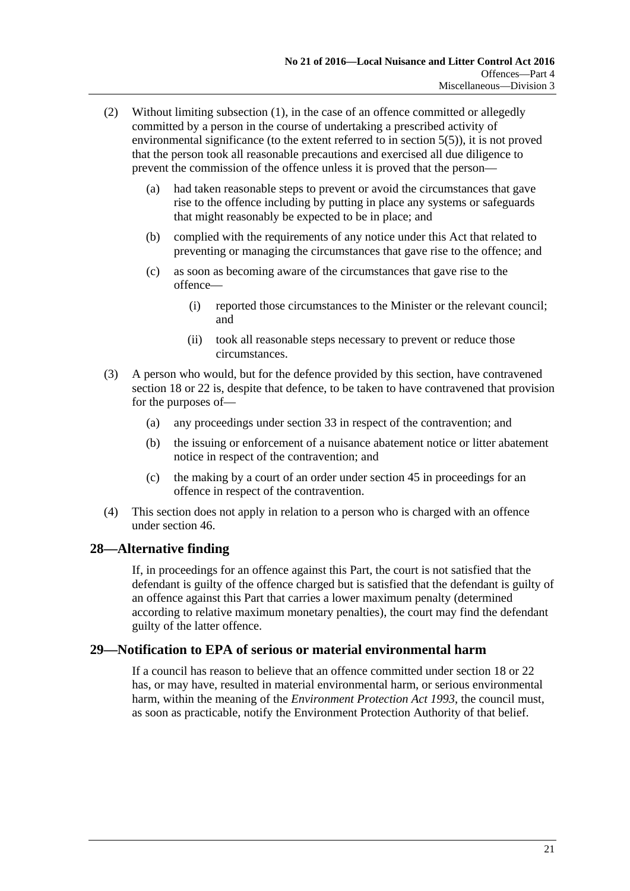(2) Without limiting subsection (1), in the case of an offence committed or allegedly committed by a person in the course of undertaking a prescribed activity of environmental significance (to the extent referred to in section 5(5)), it is not proved that the person took all reasonable precautions and exercised all due diligence to prevent the commission of the offence unless it is proved that the person—

- (a) had taken reasonable steps to prevent or avoid the circumstances that gave rise to the offence including by putting in place any systems or safeguards that might reasonably be expected to be in place; and
- (b) complied with the requirements of any notice under this Act that related to preventing or managing the circumstances that gave rise to the offence; and
- (c) as soon as becoming aware of the circumstances that gave rise to the offence—
  - (i) reported those circumstances to the Minister or the relevant council; and
  - (ii) took all reasonable steps necessary to prevent or reduce those circumstances.

(3) A person who would, but for the defence provided by this section, have contravened section 18 or 22 is, despite that defence, to be taken to have contravened that provision for the purposes of—

- (a) any proceedings under section 33 in respect of the contravention; and
- (b) the issuing or enforcement of a nuisance abatement notice or litter abatement notice in respect of the contravention; and
- (c) the making by a court of an order under section 45 in proceedings for an offence in respect of the contravention.

(4) This section does not apply in relation to a person who is charged with an offence under section 46.

## 28—Alternative finding

If, in proceedings for an offence against this Part, the court is not satisfied that the defendant is guilty of the offence charged but is satisfied that the defendant is guilty of an offence against this Part that carries a lower maximum penalty (determined according to relative maximum monetary penalties), the court may find the defendant guilty of the latter offence.

## 29—Notification to EPA of serious or material environmental harm

If a council has reason to believe that an offence committed under section 18 or 22 has, or may have, resulted in material environmental harm, or serious environmental harm, within the meaning of the *Environment Protection Act 1993*, the council must, as soon as practicable, notify the Environment Protection Authority of that belief.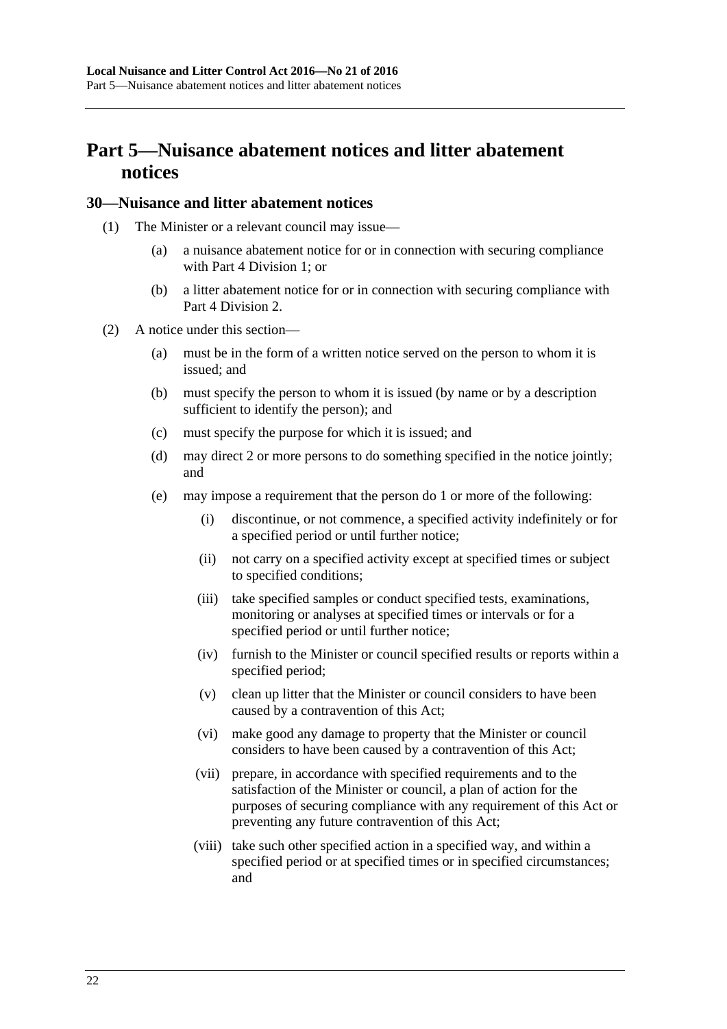# Part 5—Nuisance abatement notices and litter abatement notices

## 30—Nuisance and litter abatement notices

(1) The Minister or a relevant council may issue—

 (a) a nuisance abatement notice for or in connection with securing compliance with Part 4 Division 1; or

 (b) a litter abatement notice for or in connection with securing compliance with Part 4 Division 2.

(2) A notice under this section—

 (a) must be in the form of a written notice served on the person to whom it is issued; and

 (b) must specify the person to whom it is issued (by name or by a description sufficient to identify the person); and

 (c) must specify the purpose for which it is issued; and

 (d) may direct 2 or more persons to do something specified in the notice jointly; and

 (e) may impose a requirement that the person do 1 or more of the following:

  (i) discontinue, or not commence, a specified activity indefinitely or for a specified period or until further notice;

  (ii) not carry on a specified activity except at specified times or subject to specified conditions;

  (iii) take specified samples or conduct specified tests, examinations, monitoring or analyses at specified times or intervals or for a specified period or until further notice;

  (iv) furnish to the Minister or council specified results or reports within a specified period;

  (v) clean up litter that the Minister or council considers to have been caused by a contravention of this Act;

  (vi) make good any damage to property that the Minister or council considers to have been caused by a contravention of this Act;

  (vii) prepare, in accordance with specified requirements and to the satisfaction of the Minister or council, a plan of action for the purposes of securing compliance with any requirement of this Act or preventing any future contravention of this Act;

  (viii) take such other specified action in a specified way, and within a specified period or at specified times or in specified circumstances; and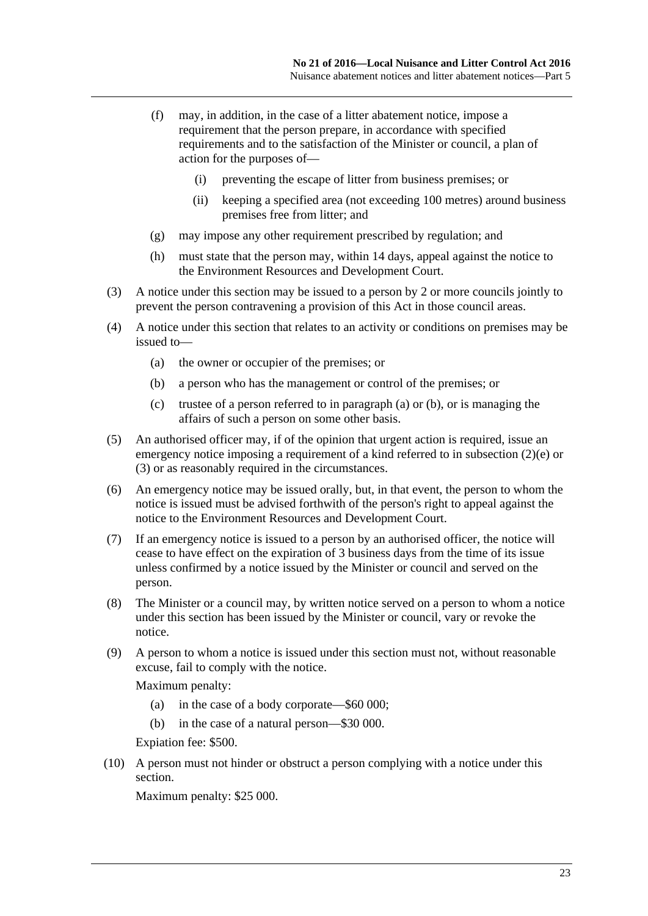(f) may, in addition, in the case of a litter abatement notice, impose a requirement that the person prepare, in accordance with specified requirements and to the satisfaction of the Minister or council, a plan of action for the purposes of—

   (i) preventing the escape of litter from business premises; or

   (ii) keeping a specified area (not exceeding 100 metres) around business premises free from litter; and

(g) may impose any other requirement prescribed by regulation; and

(h) must state that the person may, within 14 days, appeal against the notice to the Environment Resources and Development Court.

(3) A notice under this section may be issued to a person by 2 or more councils jointly to prevent the person contravening a provision of this Act in those council areas.

(4) A notice under this section that relates to an activity or conditions on premises may be issued to—

   (a) the owner or occupier of the premises; or

   (b) a person who has the management or control of the premises; or

   (c) trustee of a person referred to in paragraph (a) or (b), or is managing the affairs of such a person on some other basis.

(5) An authorised officer may, if of the opinion that urgent action is required, issue an emergency notice imposing a requirement of a kind referred to in subsection (2)(e) or (3) or as reasonably required in the circumstances.

(6) An emergency notice may be issued orally, but, in that event, the person to whom the notice is issued must be advised forthwith of the person's right to appeal against the notice to the Environment Resources and Development Court.

(7) If an emergency notice is issued to a person by an authorised officer, the notice will cease to have effect on the expiration of 3 business days from the time of its issue unless confirmed by a notice issued by the Minister or council and served on the person.

(8) The Minister or a council may, by written notice served on a person to whom a notice under this section has been issued by the Minister or council, vary or revoke the notice.

(9) A person to whom a notice is issued under this section must not, without reasonable excuse, fail to comply with the notice.

   Maximum penalty:

   (a) in the case of a body corporate—$60 000;

   (b) in the case of a natural person—$30 000.

   Expiation fee: $500.

(10) A person must not hinder or obstruct a person complying with a notice under this section.

   Maximum penalty: $25 000.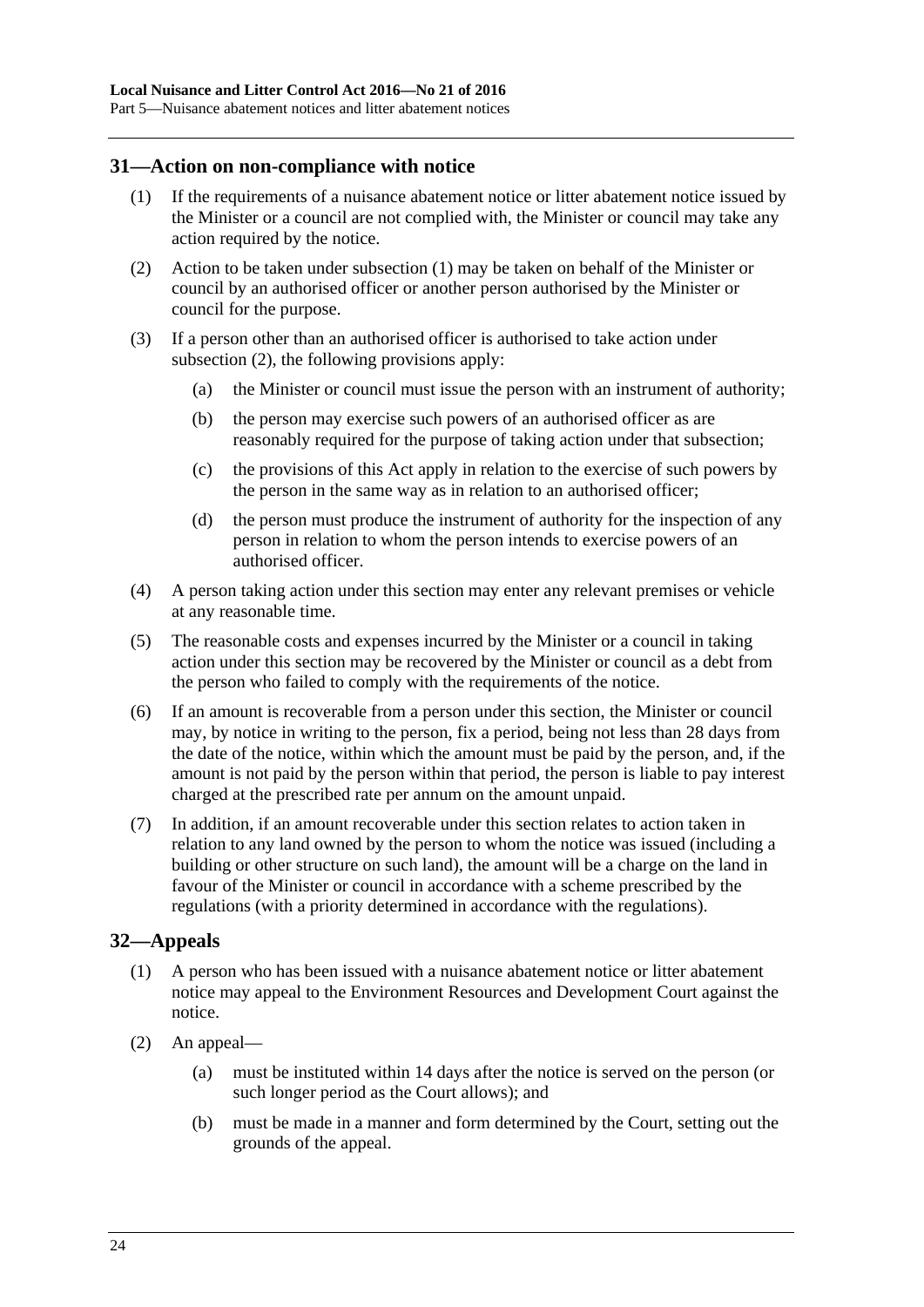## 31—Action on non-compliance with notice

(1) If the requirements of a nuisance abatement notice or litter abatement notice issued by the Minister or a council are not complied with, the Minister or council may take any action required by the notice.

(2) Action to be taken under subsection (1) may be taken on behalf of the Minister or council by an authorised officer or another person authorised by the Minister or council for the purpose.

(3) If a person other than an authorised officer is authorised to take action under subsection (2), the following provisions apply:

- (a) the Minister or council must issue the person with an instrument of authority;
- (b) the person may exercise such powers of an authorised officer as are reasonably required for the purpose of taking action under that subsection;
- (c) the provisions of this Act apply in relation to the exercise of such powers by the person in the same way as in relation to an authorised officer;
- (d) the person must produce the instrument of authority for the inspection of any person in relation to whom the person intends to exercise powers of an authorised officer.

(4) A person taking action under this section may enter any relevant premises or vehicle at any reasonable time.

(5) The reasonable costs and expenses incurred by the Minister or a council in taking action under this section may be recovered by the Minister or council as a debt from the person who failed to comply with the requirements of the notice.

(6) If an amount is recoverable from a person under this section, the Minister or council may, by notice in writing to the person, fix a period, being not less than 28 days from the date of the notice, within which the amount must be paid by the person, and, if the amount is not paid by the person within that period, the person is liable to pay interest charged at the prescribed rate per annum on the amount unpaid.

(7) In addition, if an amount recoverable under this section relates to action taken in relation to any land owned by the person to whom the notice was issued (including a building or other structure on such land), the amount will be a charge on the land in favour of the Minister or council in accordance with a scheme prescribed by the regulations (with a priority determined in accordance with the regulations).

## 32—Appeals

(1) A person who has been issued with a nuisance abatement notice or litter abatement notice may appeal to the Environment Resources and Development Court against the notice.

(2) An appeal—

- (a) must be instituted within 14 days after the notice is served on the person (or such longer period as the Court allows); and
- (b) must be made in a manner and form determined by the Court, setting out the grounds of the appeal.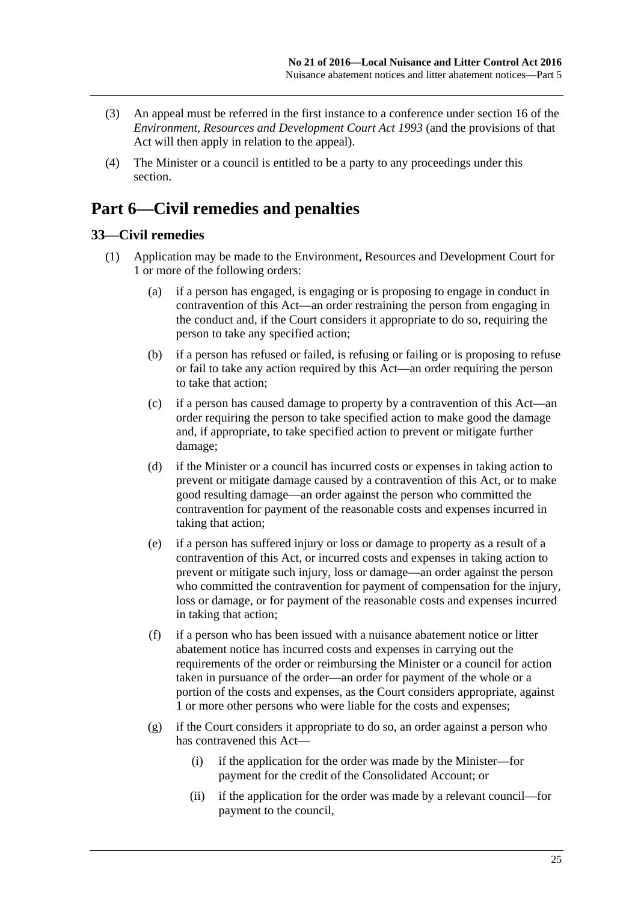(3) An appeal must be referred in the first instance to a conference under section 16 of the *Environment, Resources and Development Court Act 1993* (and the provisions of that Act will then apply in relation to the appeal).

(4) The Minister or a council is entitled to be a party to any proceedings under this section.

# Part 6—Civil remedies and penalties

## 33—Civil remedies

(1) Application may be made to the Environment, Resources and Development Court for 1 or more of the following orders:

(a) if a person has engaged, is engaging or is proposing to engage in conduct in contravention of this Act—an order restraining the person from engaging in the conduct and, if the Court considers it appropriate to do so, requiring the person to take any specified action;

(b) if a person has refused or failed, is refusing or failing or is proposing to refuse or fail to take any action required by this Act—an order requiring the person to take that action;

(c) if a person has caused damage to property by a contravention of this Act—an order requiring the person to take specified action to make good the damage and, if appropriate, to take specified action to prevent or mitigate further damage;

(d) if the Minister or a council has incurred costs or expenses in taking action to prevent or mitigate damage caused by a contravention of this Act, or to make good resulting damage—an order against the person who committed the contravention for payment of the reasonable costs and expenses incurred in taking that action;

(e) if a person has suffered injury or loss or damage to property as a result of a contravention of this Act, or incurred costs and expenses in taking action to prevent or mitigate such injury, loss or damage—an order against the person who committed the contravention for payment of compensation for the injury, loss or damage, or for payment of the reasonable costs and expenses incurred in taking that action;

(f) if a person who has been issued with a nuisance abatement notice or litter abatement notice has incurred costs and expenses in carrying out the requirements of the order or reimbursing the Minister or a council for action taken in pursuance of the order—an order for payment of the whole or a portion of the costs and expenses, as the Court considers appropriate, against 1 or more other persons who were liable for the costs and expenses;

(g) if the Court considers it appropriate to do so, an order against a person who has contravened this Act—

(i) if the application for the order was made by the Minister—for payment for the credit of the Consolidated Account; or

(ii) if the application for the order was made by a relevant council—for payment to the council,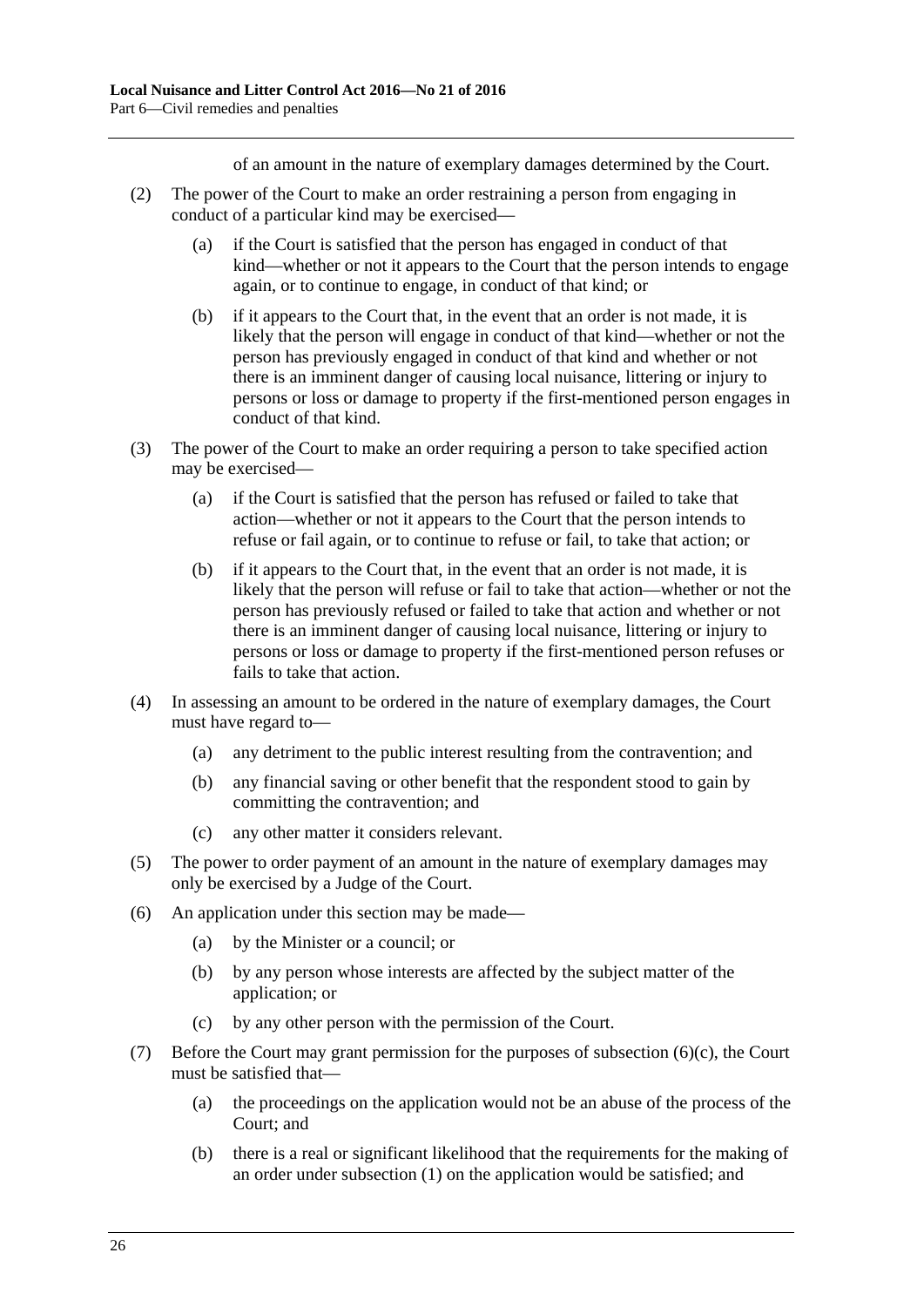of an amount in the nature of exemplary damages determined by the Court.

(2) The power of the Court to make an order restraining a person from engaging in conduct of a particular kind may be exercised—

(a) if the Court is satisfied that the person has engaged in conduct of that kind—whether or not it appears to the Court that the person intends to engage again, or to continue to engage, in conduct of that kind; or

(b) if it appears to the Court that, in the event that an order is not made, it is likely that the person will engage in conduct of that kind—whether or not the person has previously engaged in conduct of that kind and whether or not there is an imminent danger of causing local nuisance, littering or injury to persons or loss or damage to property if the first-mentioned person engages in conduct of that kind.

(3) The power of the Court to make an order requiring a person to take specified action may be exercised—

(a) if the Court is satisfied that the person has refused or failed to take that action—whether or not it appears to the Court that the person intends to refuse or fail again, or to continue to refuse or fail, to take that action; or

(b) if it appears to the Court that, in the event that an order is not made, it is likely that the person will refuse or fail to take that action—whether or not the person has previously refused or failed to take that action and whether or not there is an imminent danger of causing local nuisance, littering or injury to persons or loss or damage to property if the first-mentioned person refuses or fails to take that action.

(4) In assessing an amount to be ordered in the nature of exemplary damages, the Court must have regard to—

(a) any detriment to the public interest resulting from the contravention; and

(b) any financial saving or other benefit that the respondent stood to gain by committing the contravention; and

(c) any other matter it considers relevant.

(5) The power to order payment of an amount in the nature of exemplary damages may only be exercised by a Judge of the Court.

(6) An application under this section may be made—

(a) by the Minister or a council; or

(b) by any person whose interests are affected by the subject matter of the application; or

(c) by any other person with the permission of the Court.

(7) Before the Court may grant permission for the purposes of subsection (6)(c), the Court must be satisfied that—

(a) the proceedings on the application would not be an abuse of the process of the Court; and

(b) there is a real or significant likelihood that the requirements for the making of an order under subsection (1) on the application would be satisfied; and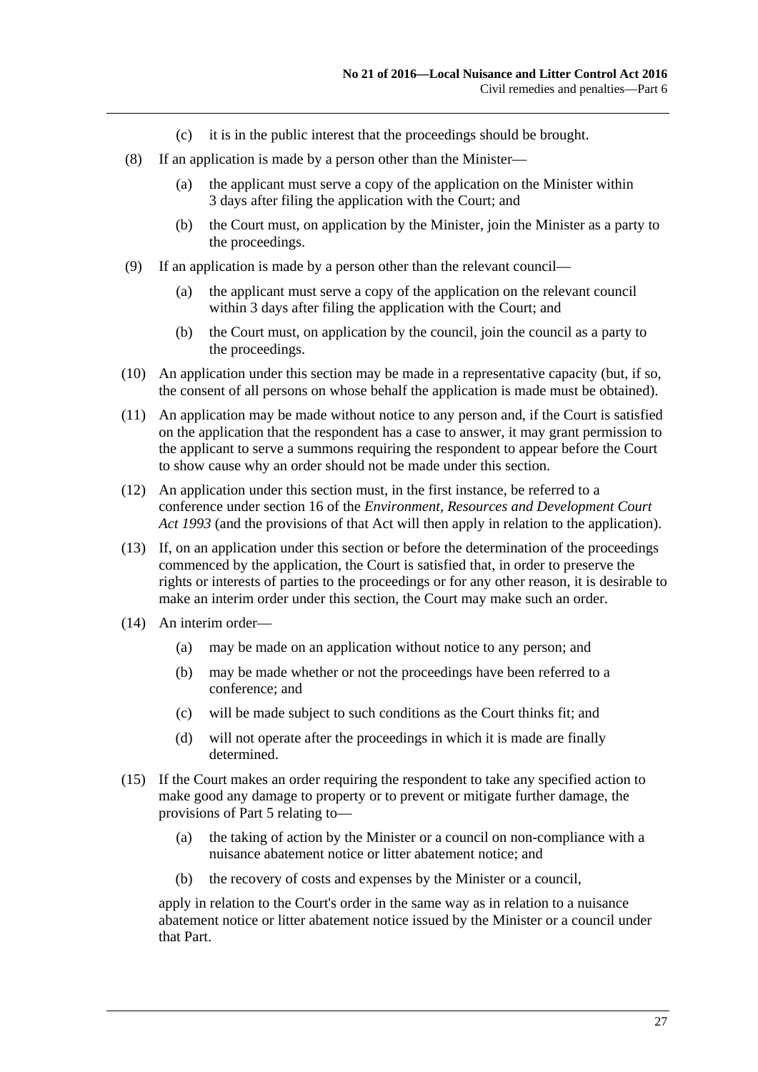(c) it is in the public interest that the proceedings should be brought.

(8) If an application is made by a person other than the Minister—

(a) the applicant must serve a copy of the application on the Minister within 3 days after filing the application with the Court; and

(b) the Court must, on application by the Minister, join the Minister as a party to the proceedings.

(9) If an application is made by a person other than the relevant council—

(a) the applicant must serve a copy of the application on the relevant council within 3 days after filing the application with the Court; and

(b) the Court must, on application by the council, join the council as a party to the proceedings.

(10) An application under this section may be made in a representative capacity (but, if so, the consent of all persons on whose behalf the application is made must be obtained).

(11) An application may be made without notice to any person and, if the Court is satisfied on the application that the respondent has a case to answer, it may grant permission to the applicant to serve a summons requiring the respondent to appear before the Court to show cause why an order should not be made under this section.

(12) An application under this section must, in the first instance, be referred to a conference under section 16 of the *Environment, Resources and Development Court Act 1993* (and the provisions of that Act will then apply in relation to the application).

(13) If, on an application under this section or before the determination of the proceedings commenced by the application, the Court is satisfied that, in order to preserve the rights or interests of parties to the proceedings or for any other reason, it is desirable to make an interim order under this section, the Court may make such an order.

(14) An interim order—

(a) may be made on an application without notice to any person; and

(b) may be made whether or not the proceedings have been referred to a conference; and

(c) will be made subject to such conditions as the Court thinks fit; and

(d) will not operate after the proceedings in which it is made are finally determined.

(15) If the Court makes an order requiring the respondent to take any specified action to make good any damage to property or to prevent or mitigate further damage, the provisions of Part 5 relating to—

(a) the taking of action by the Minister or a council on non-compliance with a nuisance abatement notice or litter abatement notice; and

(b) the recovery of costs and expenses by the Minister or a council,

apply in relation to the Court's order in the same way as in relation to a nuisance abatement notice or litter abatement notice issued by the Minister or a council under that Part.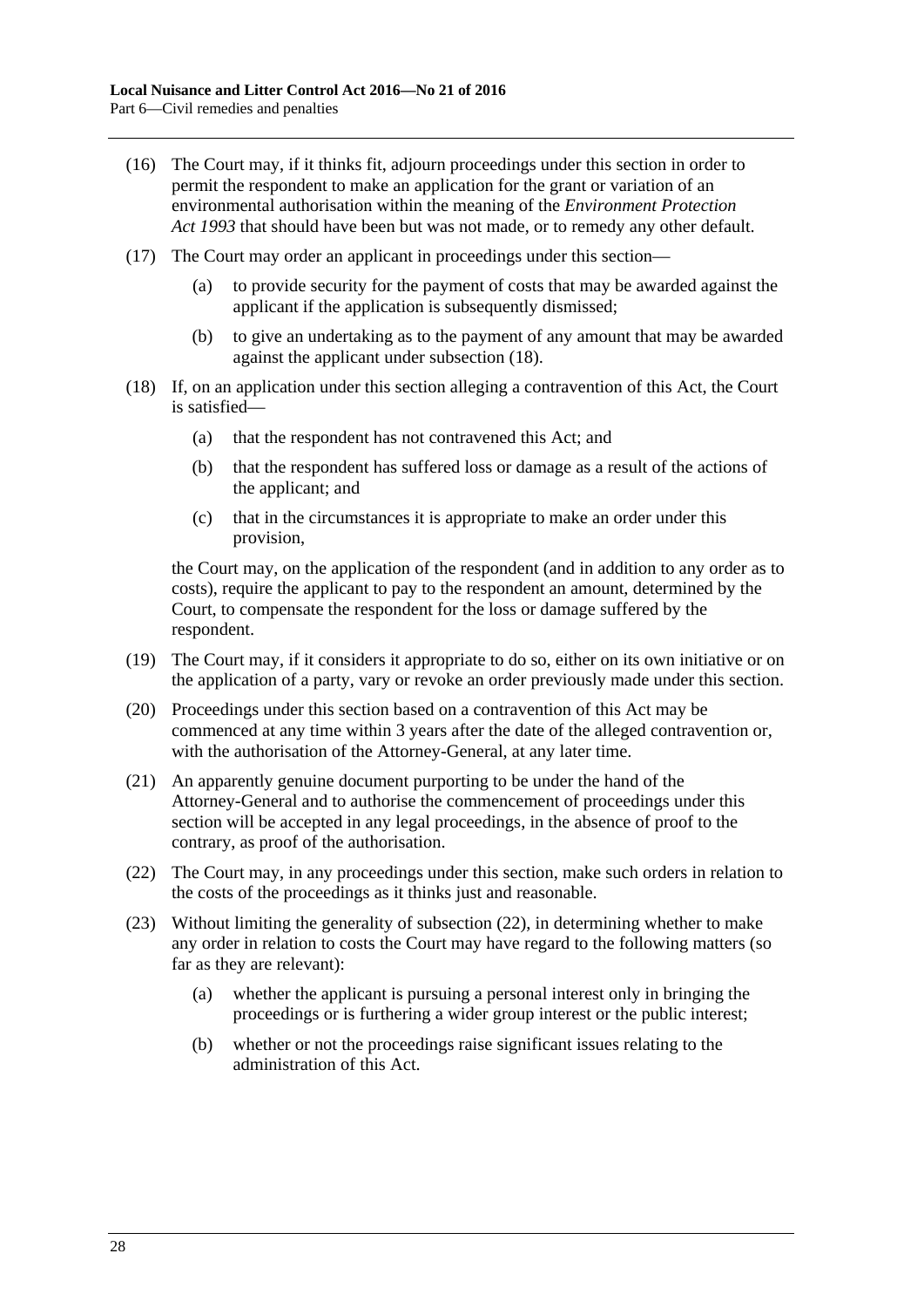(16) The Court may, if it thinks fit, adjourn proceedings under this section in order to permit the respondent to make an application for the grant or variation of an environmental authorisation within the meaning of the *Environment Protection Act 1993* that should have been but was not made, or to remedy any other default.

(17) The Court may order an applicant in proceedings under this section—

  (a) to provide security for the payment of costs that may be awarded against the applicant if the application is subsequently dismissed;

  (b) to give an undertaking as to the payment of any amount that may be awarded against the applicant under subsection (18).

(18) If, on an application under this section alleging a contravention of this Act, the Court is satisfied—

  (a) that the respondent has not contravened this Act; and

  (b) that the respondent has suffered loss or damage as a result of the actions of the applicant; and

  (c) that in the circumstances it is appropriate to make an order under this provision,

the Court may, on the application of the respondent (and in addition to any order as to costs), require the applicant to pay to the respondent an amount, determined by the Court, to compensate the respondent for the loss or damage suffered by the respondent.

(19) The Court may, if it considers it appropriate to do so, either on its own initiative or on the application of a party, vary or revoke an order previously made under this section.

(20) Proceedings under this section based on a contravention of this Act may be commenced at any time within 3 years after the date of the alleged contravention or, with the authorisation of the Attorney-General, at any later time.

(21) An apparently genuine document purporting to be under the hand of the Attorney-General and to authorise the commencement of proceedings under this section will be accepted in any legal proceedings, in the absence of proof to the contrary, as proof of the authorisation.

(22) The Court may, in any proceedings under this section, make such orders in relation to the costs of the proceedings as it thinks just and reasonable.

(23) Without limiting the generality of subsection (22), in determining whether to make any order in relation to costs the Court may have regard to the following matters (so far as they are relevant):

  (a) whether the applicant is pursuing a personal interest only in bringing the proceedings or is furthering a wider group interest or the public interest;

  (b) whether or not the proceedings raise significant issues relating to the administration of this Act.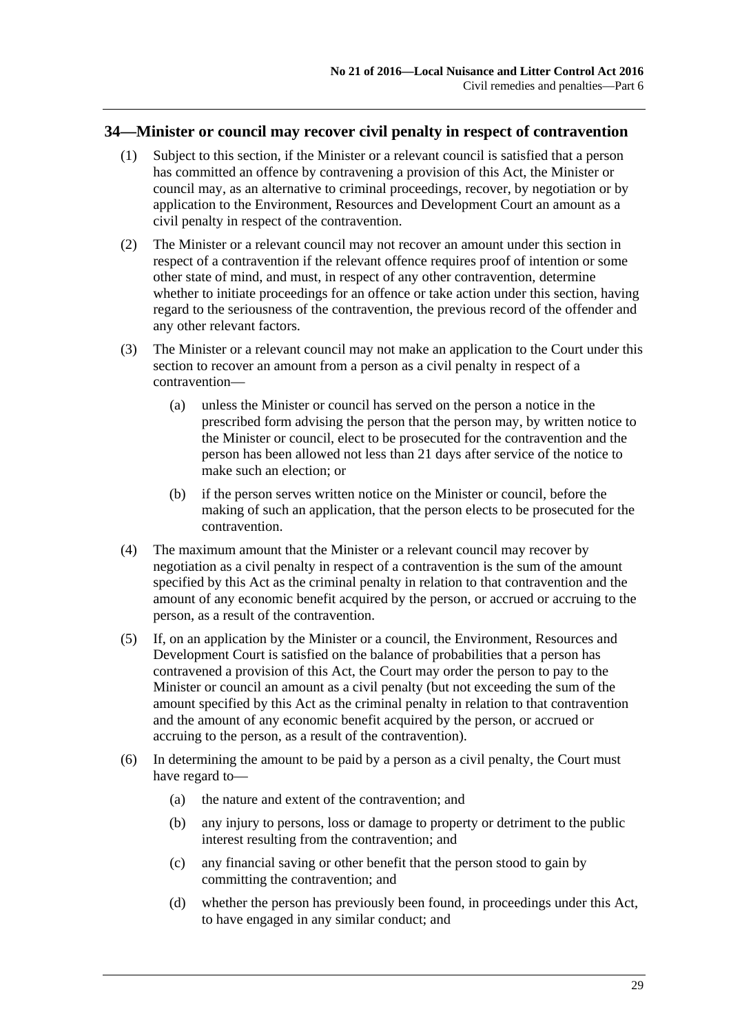## 34—Minister or council may recover civil penalty in respect of contravention

(1) Subject to this section, if the Minister or a relevant council is satisfied that a person has committed an offence by contravening a provision of this Act, the Minister or council may, as an alternative to criminal proceedings, recover, by negotiation or by application to the Environment, Resources and Development Court an amount as a civil penalty in respect of the contravention.

(2) The Minister or a relevant council may not recover an amount under this section in respect of a contravention if the relevant offence requires proof of intention or some other state of mind, and must, in respect of any other contravention, determine whether to initiate proceedings for an offence or take action under this section, having regard to the seriousness of the contravention, the previous record of the offender and any other relevant factors.

(3) The Minister or a relevant council may not make an application to the Court under this section to recover an amount from a person as a civil penalty in respect of a contravention—

(a) unless the Minister or council has served on the person a notice in the prescribed form advising the person that the person may, by written notice to the Minister or council, elect to be prosecuted for the contravention and the person has been allowed not less than 21 days after service of the notice to make such an election; or

(b) if the person serves written notice on the Minister or council, before the making of such an application, that the person elects to be prosecuted for the contravention.

(4) The maximum amount that the Minister or a relevant council may recover by negotiation as a civil penalty in respect of a contravention is the sum of the amount specified by this Act as the criminal penalty in relation to that contravention and the amount of any economic benefit acquired by the person, or accrued or accruing to the person, as a result of the contravention.

(5) If, on an application by the Minister or a council, the Environment, Resources and Development Court is satisfied on the balance of probabilities that a person has contravened a provision of this Act, the Court may order the person to pay to the Minister or council an amount as a civil penalty (but not exceeding the sum of the amount specified by this Act as the criminal penalty in relation to that contravention and the amount of any economic benefit acquired by the person, or accrued or accruing to the person, as a result of the contravention).

(6) In determining the amount to be paid by a person as a civil penalty, the Court must have regard to—

(a) the nature and extent of the contravention; and

(b) any injury to persons, loss or damage to property or detriment to the public interest resulting from the contravention; and

(c) any financial saving or other benefit that the person stood to gain by committing the contravention; and

(d) whether the person has previously been found, in proceedings under this Act, to have engaged in any similar conduct; and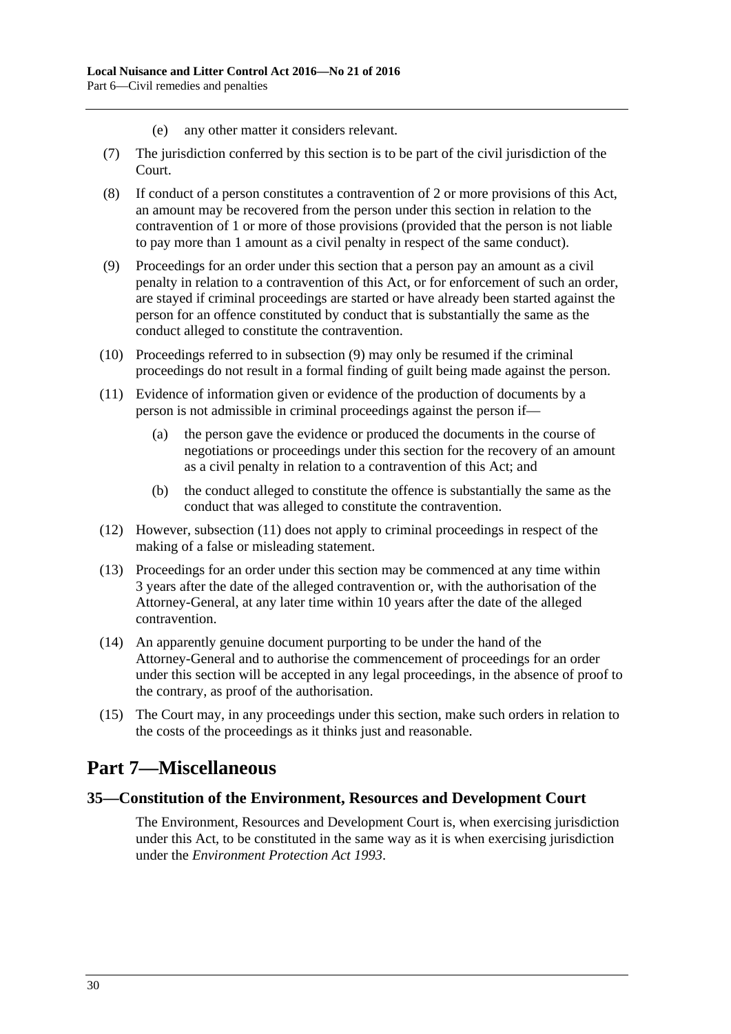(e) any other matter it considers relevant.

(7) The jurisdiction conferred by this section is to be part of the civil jurisdiction of the Court.

(8) If conduct of a person constitutes a contravention of 2 or more provisions of this Act, an amount may be recovered from the person under this section in relation to the contravention of 1 or more of those provisions (provided that the person is not liable to pay more than 1 amount as a civil penalty in respect of the same conduct).

(9) Proceedings for an order under this section that a person pay an amount as a civil penalty in relation to a contravention of this Act, or for enforcement of such an order, are stayed if criminal proceedings are started or have already been started against the person for an offence constituted by conduct that is substantially the same as the conduct alleged to constitute the contravention.

(10) Proceedings referred to in subsection (9) may only be resumed if the criminal proceedings do not result in a formal finding of guilt being made against the person.

(11) Evidence of information given or evidence of the production of documents by a person is not admissible in criminal proceedings against the person if—

(a) the person gave the evidence or produced the documents in the course of negotiations or proceedings under this section for the recovery of an amount as a civil penalty in relation to a contravention of this Act; and

(b) the conduct alleged to constitute the offence is substantially the same as the conduct that was alleged to constitute the contravention.

(12) However, subsection (11) does not apply to criminal proceedings in respect of the making of a false or misleading statement.

(13) Proceedings for an order under this section may be commenced at any time within 3 years after the date of the alleged contravention or, with the authorisation of the Attorney-General, at any later time within 10 years after the date of the alleged contravention.

(14) An apparently genuine document purporting to be under the hand of the Attorney-General and to authorise the commencement of proceedings for an order under this section will be accepted in any legal proceedings, in the absence of proof to the contrary, as proof of the authorisation.

(15) The Court may, in any proceedings under this section, make such orders in relation to the costs of the proceedings as it thinks just and reasonable.

# Part 7—Miscellaneous

## 35—Constitution of the Environment, Resources and Development Court

The Environment, Resources and Development Court is, when exercising jurisdiction under this Act, to be constituted in the same way as it is when exercising jurisdiction under the *Environment Protection Act 1993*.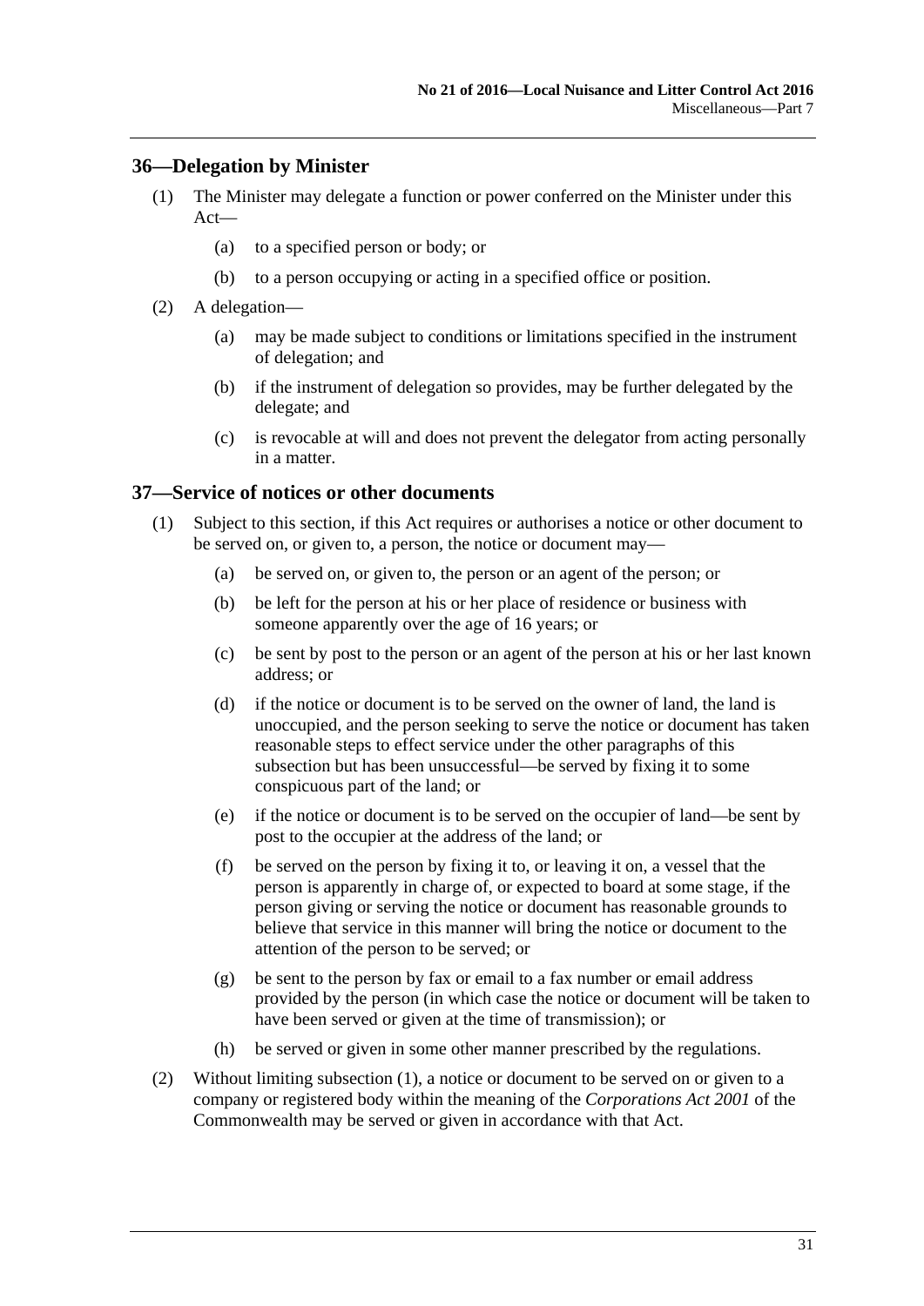## 36—Delegation by Minister

(1) The Minister may delegate a function or power conferred on the Minister under this Act—

(a) to a specified person or body; or

(b) to a person occupying or acting in a specified office or position.

(2) A delegation—

(a) may be made subject to conditions or limitations specified in the instrument of delegation; and

(b) if the instrument of delegation so provides, may be further delegated by the delegate; and

(c) is revocable at will and does not prevent the delegator from acting personally in a matter.

## 37—Service of notices or other documents

(1) Subject to this section, if this Act requires or authorises a notice or other document to be served on, or given to, a person, the notice or document may—

(a) be served on, or given to, the person or an agent of the person; or

(b) be left for the person at his or her place of residence or business with someone apparently over the age of 16 years; or

(c) be sent by post to the person or an agent of the person at his or her last known address; or

(d) if the notice or document is to be served on the owner of land, the land is unoccupied, and the person seeking to serve the notice or document has taken reasonable steps to effect service under the other paragraphs of this subsection but has been unsuccessful—be served by fixing it to some conspicuous part of the land; or

(e) if the notice or document is to be served on the occupier of land—be sent by post to the occupier at the address of the land; or

(f) be served on the person by fixing it to, or leaving it on, a vessel that the person is apparently in charge of, or expected to board at some stage, if the person giving or serving the notice or document has reasonable grounds to believe that service in this manner will bring the notice or document to the attention of the person to be served; or

(g) be sent to the person by fax or email to a fax number or email address provided by the person (in which case the notice or document will be taken to have been served or given at the time of transmission); or

(h) be served or given in some other manner prescribed by the regulations.

(2) Without limiting subsection (1), a notice or document to be served on or given to a company or registered body within the meaning of the *Corporations Act 2001* of the Commonwealth may be served or given in accordance with that Act.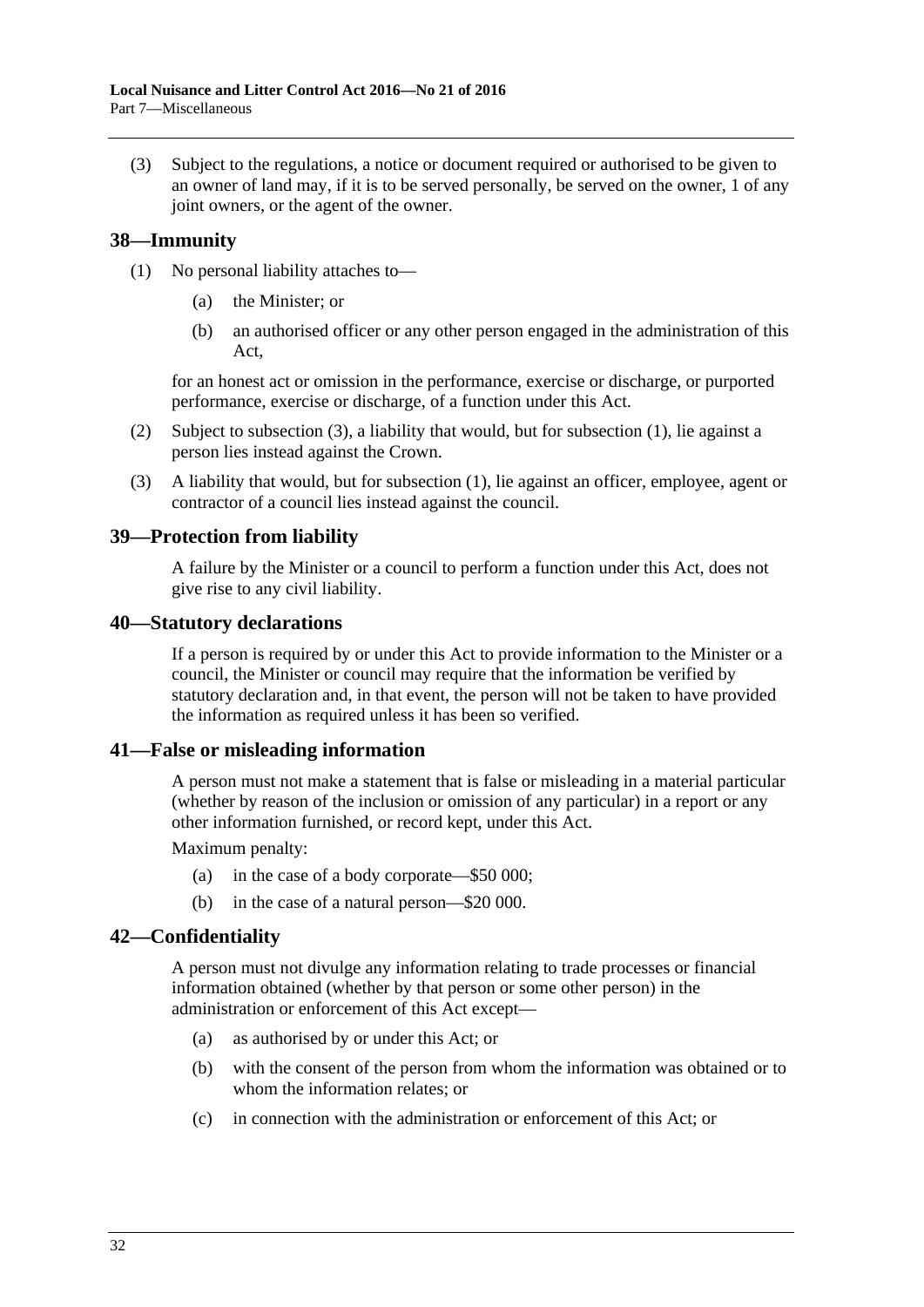(3) Subject to the regulations, a notice or document required or authorised to be given to an owner of land may, if it is to be served personally, be served on the owner, 1 of any joint owners, or the agent of the owner.

## 38—Immunity

(1) No personal liability attaches to—

  (a) the Minister; or

  (b) an authorised officer or any other person engaged in the administration of this Act,

  for an honest act or omission in the performance, exercise or discharge, or purported performance, exercise or discharge, of a function under this Act.

(2) Subject to subsection (3), a liability that would, but for subsection (1), lie against a person lies instead against the Crown.

(3) A liability that would, but for subsection (1), lie against an officer, employee, agent or contractor of a council lies instead against the council.

## 39—Protection from liability

A failure by the Minister or a council to perform a function under this Act, does not give rise to any civil liability.

## 40—Statutory declarations

If a person is required by or under this Act to provide information to the Minister or a council, the Minister or council may require that the information be verified by statutory declaration and, in that event, the person will not be taken to have provided the information as required unless it has been so verified.

## 41—False or misleading information

A person must not make a statement that is false or misleading in a material particular (whether by reason of the inclusion or omission of any particular) in a report or any other information furnished, or record kept, under this Act.

Maximum penalty:

  (a) in the case of a body corporate—$50 000;

  (b) in the case of a natural person—$20 000.

## 42—Confidentiality

A person must not divulge any information relating to trade processes or financial information obtained (whether by that person or some other person) in the administration or enforcement of this Act except—

  (a) as authorised by or under this Act; or

  (b) with the consent of the person from whom the information was obtained or to whom the information relates; or

  (c) in connection with the administration or enforcement of this Act; or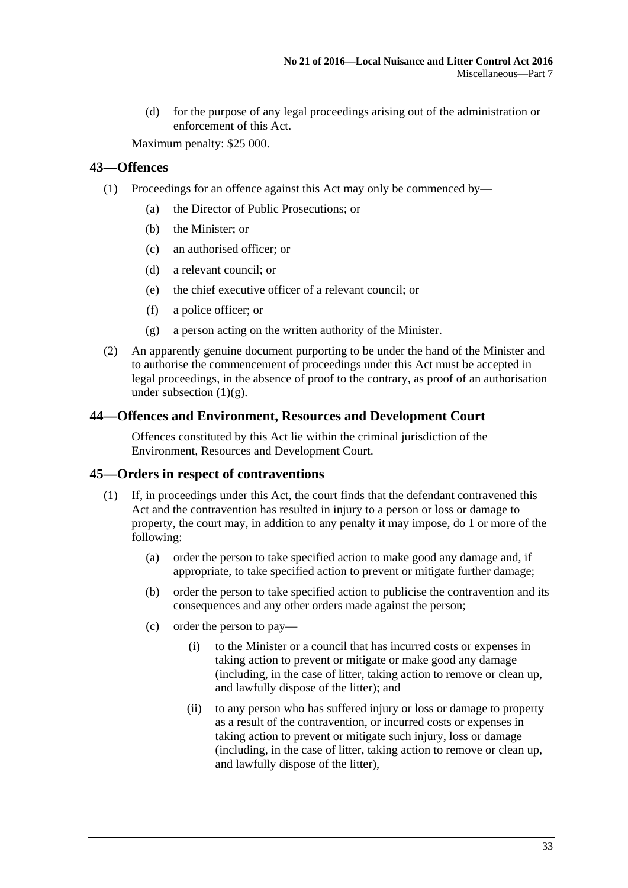(d) for the purpose of any legal proceedings arising out of the administration or enforcement of this Act.

Maximum penalty: $25 000.

## 43—Offences

(1) Proceedings for an offence against this Act may only be commenced by—

   (a) the Director of Public Prosecutions; or

   (b) the Minister; or

   (c) an authorised officer; or

   (d) a relevant council; or

   (e) the chief executive officer of a relevant council; or

   (f) a police officer; or

   (g) a person acting on the written authority of the Minister.

(2) An apparently genuine document purporting to be under the hand of the Minister and to authorise the commencement of proceedings under this Act must be accepted in legal proceedings, in the absence of proof to the contrary, as proof of an authorisation under subsection (1)(g).

## 44—Offences and Environment, Resources and Development Court

Offences constituted by this Act lie within the criminal jurisdiction of the Environment, Resources and Development Court.

## 45—Orders in respect of contraventions

(1) If, in proceedings under this Act, the court finds that the defendant contravened this Act and the contravention has resulted in injury to a person or loss or damage to property, the court may, in addition to any penalty it may impose, do 1 or more of the following:

   (a) order the person to take specified action to make good any damage and, if appropriate, to take specified action to prevent or mitigate further damage;

   (b) order the person to take specified action to publicise the contravention and its consequences and any other orders made against the person;

   (c) order the person to pay—

      (i) to the Minister or a council that has incurred costs or expenses in taking action to prevent or mitigate or make good any damage (including, in the case of litter, taking action to remove or clean up, and lawfully dispose of the litter); and

      (ii) to any person who has suffered injury or loss or damage to property as a result of the contravention, or incurred costs or expenses in taking action to prevent or mitigate such injury, loss or damage (including, in the case of litter, taking action to remove or clean up, and lawfully dispose of the litter),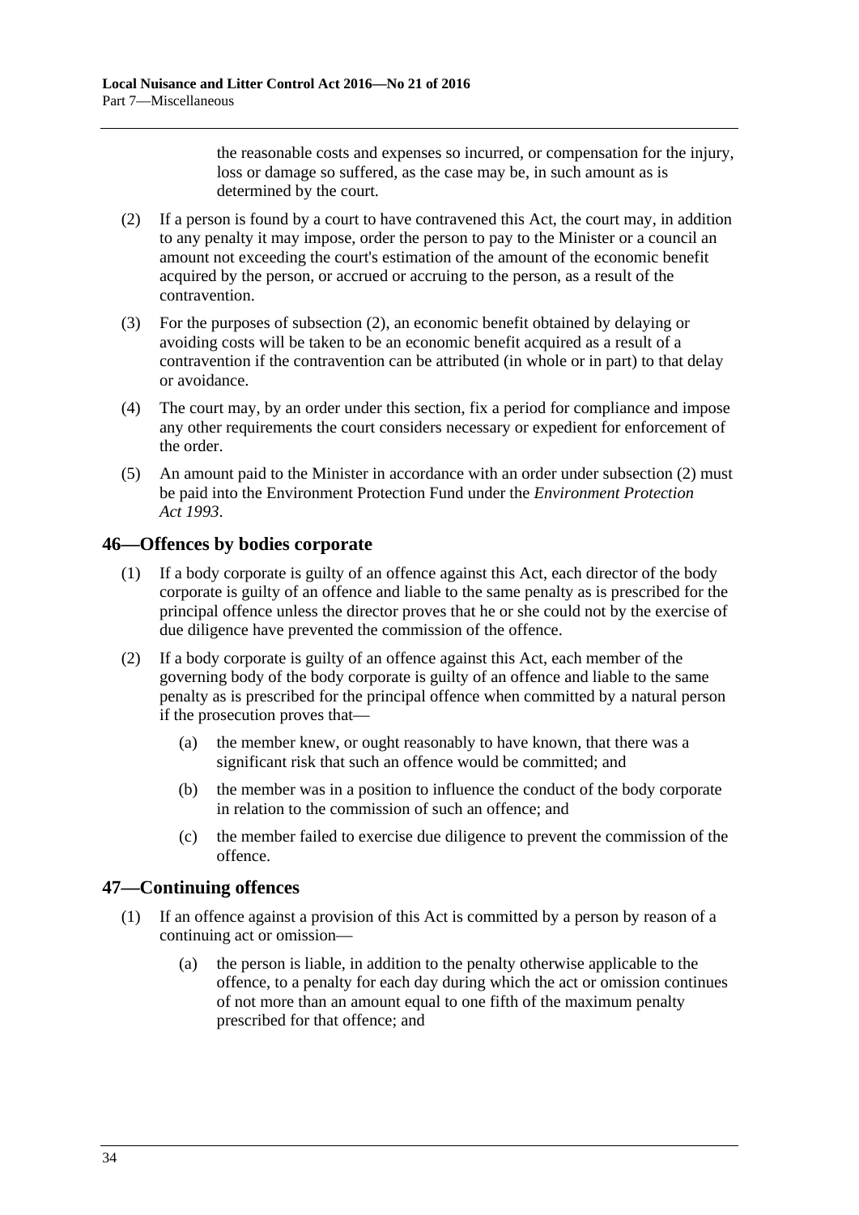the reasonable costs and expenses so incurred, or compensation for the injury, loss or damage so suffered, as the case may be, in such amount as is determined by the court.

(2) If a person is found by a court to have contravened this Act, the court may, in addition to any penalty it may impose, order the person to pay to the Minister or a council an amount not exceeding the court's estimation of the amount of the economic benefit acquired by the person, or accrued or accruing to the person, as a result of the contravention.

(3) For the purposes of subsection (2), an economic benefit obtained by delaying or avoiding costs will be taken to be an economic benefit acquired as a result of a contravention if the contravention can be attributed (in whole or in part) to that delay or avoidance.

(4) The court may, by an order under this section, fix a period for compliance and impose any other requirements the court considers necessary or expedient for enforcement of the order.

(5) An amount paid to the Minister in accordance with an order under subsection (2) must be paid into the Environment Protection Fund under the *Environment Protection Act 1993*.

## 46—Offences by bodies corporate

(1) If a body corporate is guilty of an offence against this Act, each director of the body corporate is guilty of an offence and liable to the same penalty as is prescribed for the principal offence unless the director proves that he or she could not by the exercise of due diligence have prevented the commission of the offence.

(2) If a body corporate is guilty of an offence against this Act, each member of the governing body of the body corporate is guilty of an offence and liable to the same penalty as is prescribed for the principal offence when committed by a natural person if the prosecution proves that—

(a) the member knew, or ought reasonably to have known, that there was a significant risk that such an offence would be committed; and

(b) the member was in a position to influence the conduct of the body corporate in relation to the commission of such an offence; and

(c) the member failed to exercise due diligence to prevent the commission of the offence.

## 47—Continuing offences

(1) If an offence against a provision of this Act is committed by a person by reason of a continuing act or omission—

(a) the person is liable, in addition to the penalty otherwise applicable to the offence, to a penalty for each day during which the act or omission continues of not more than an amount equal to one fifth of the maximum penalty prescribed for that offence; and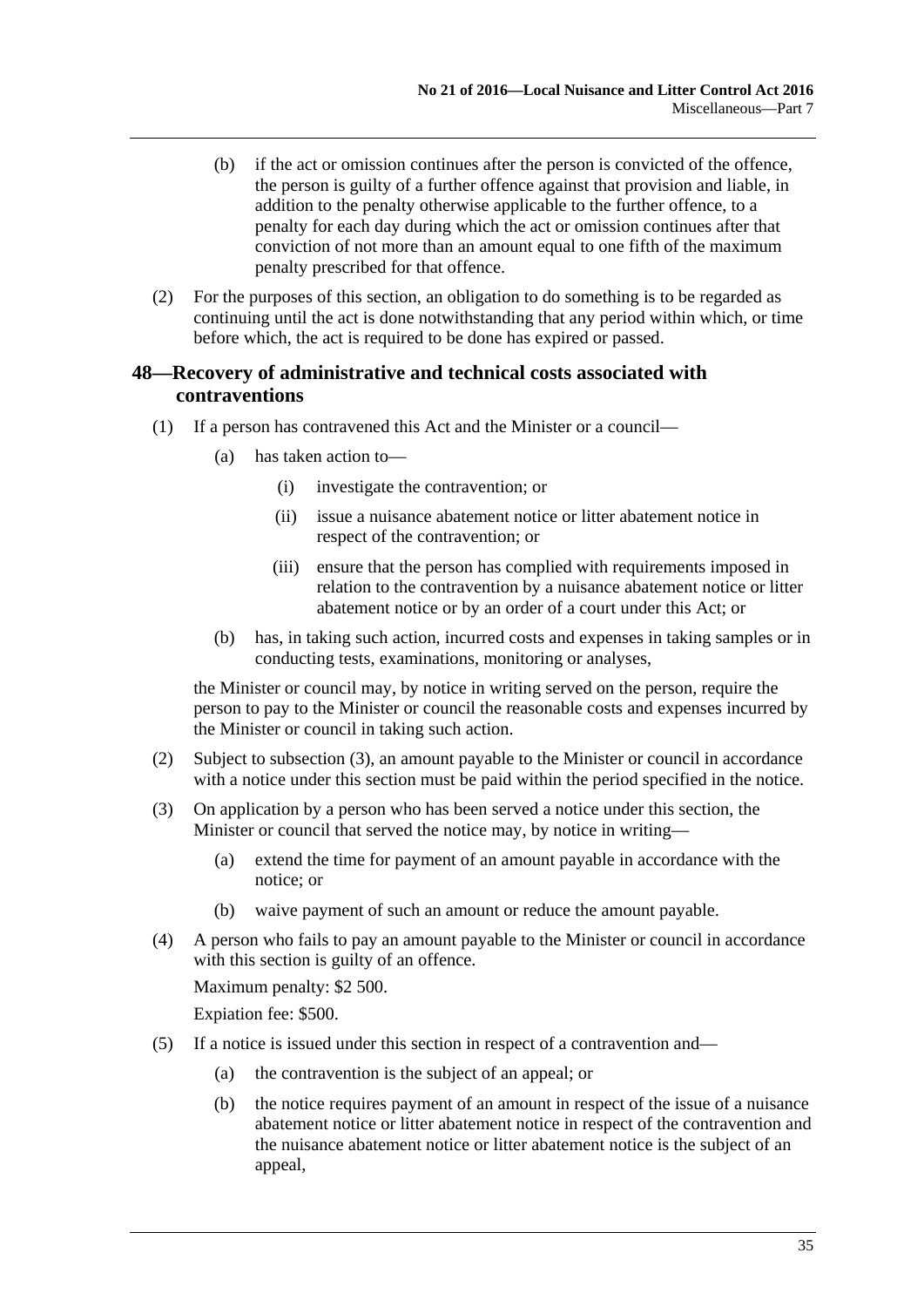(b) if the act or omission continues after the person is convicted of the offence, the person is guilty of a further offence against that provision and liable, in addition to the penalty otherwise applicable to the further offence, to a penalty for each day during which the act or omission continues after that conviction of not more than an amount equal to one fifth of the maximum penalty prescribed for that offence.

(2) For the purposes of this section, an obligation to do something is to be regarded as continuing until the act is done notwithstanding that any period within which, or time before which, the act is required to be done has expired or passed.

## 48—Recovery of administrative and technical costs associated with contraventions

(1) If a person has contravened this Act and the Minister or a council—

(a) has taken action to—

(i) investigate the contravention; or

(ii) issue a nuisance abatement notice or litter abatement notice in respect of the contravention; or

(iii) ensure that the person has complied with requirements imposed in relation to the contravention by a nuisance abatement notice or litter abatement notice or by an order of a court under this Act; or

(b) has, in taking such action, incurred costs and expenses in taking samples or in conducting tests, examinations, monitoring or analyses,

the Minister or council may, by notice in writing served on the person, require the person to pay to the Minister or council the reasonable costs and expenses incurred by the Minister or council in taking such action.

(2) Subject to subsection (3), an amount payable to the Minister or council in accordance with a notice under this section must be paid within the period specified in the notice.

(3) On application by a person who has been served a notice under this section, the Minister or council that served the notice may, by notice in writing—

(a) extend the time for payment of an amount payable in accordance with the notice; or

(b) waive payment of such an amount or reduce the amount payable.

(4) A person who fails to pay an amount payable to the Minister or council in accordance with this section is guilty of an offence.

Maximum penalty: $2 500.

Expiation fee: $500.

(5) If a notice is issued under this section in respect of a contravention and—

(a) the contravention is the subject of an appeal; or

(b) the notice requires payment of an amount in respect of the issue of a nuisance abatement notice or litter abatement notice in respect of the contravention and the nuisance abatement notice or litter abatement notice is the subject of an appeal,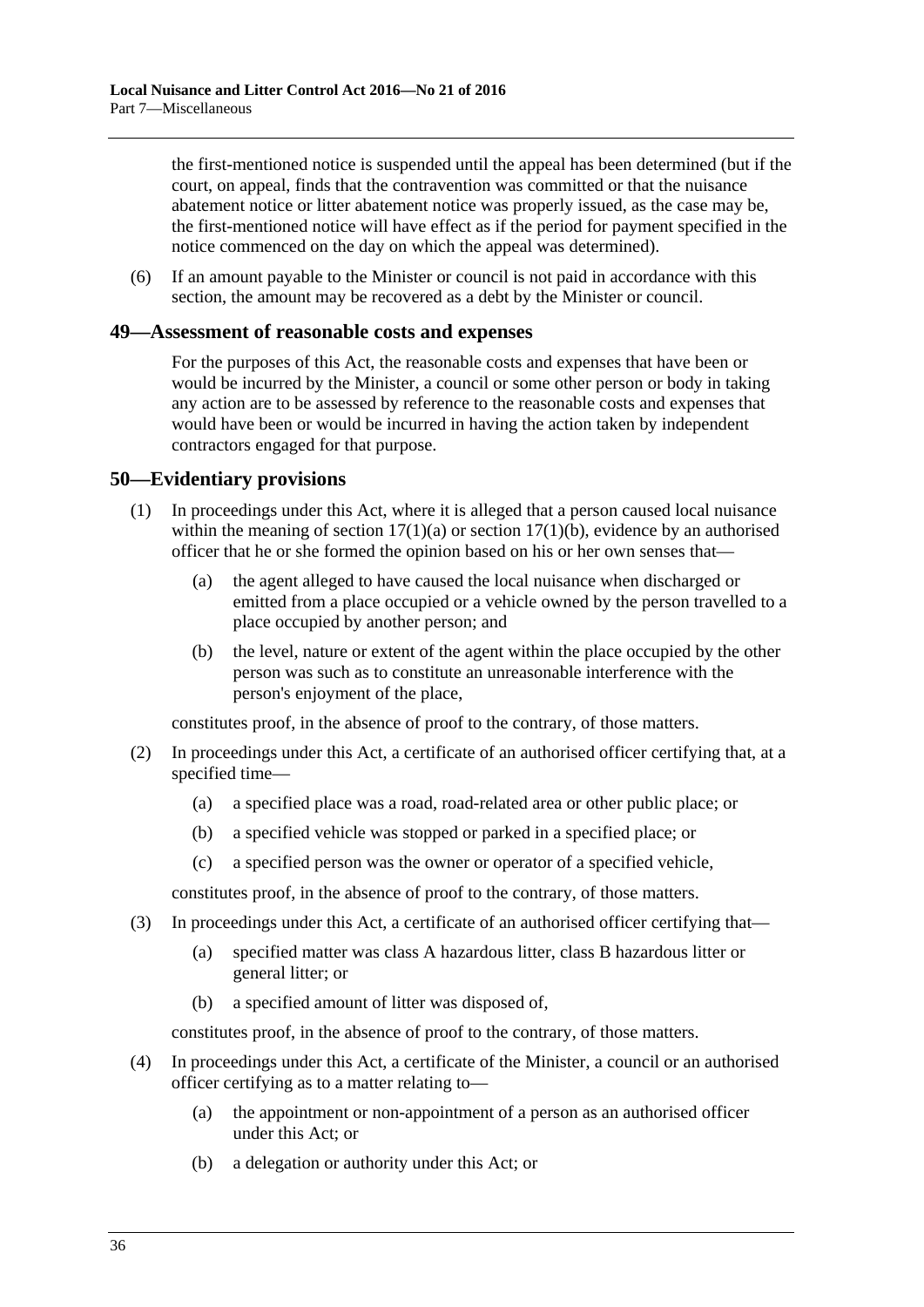the first-mentioned notice is suspended until the appeal has been determined (but if the court, on appeal, finds that the contravention was committed or that the nuisance abatement notice or litter abatement notice was properly issued, as the case may be, the first-mentioned notice will have effect as if the period for payment specified in the notice commenced on the day on which the appeal was determined).

(6) If an amount payable to the Minister or council is not paid in accordance with this section, the amount may be recovered as a debt by the Minister or council.

## 49—Assessment of reasonable costs and expenses

For the purposes of this Act, the reasonable costs and expenses that have been or would be incurred by the Minister, a council or some other person or body in taking any action are to be assessed by reference to the reasonable costs and expenses that would have been or would be incurred in having the action taken by independent contractors engaged for that purpose.

## 50—Evidentiary provisions

(1) In proceedings under this Act, where it is alleged that a person caused local nuisance within the meaning of section 17(1)(a) or section 17(1)(b), evidence by an authorised officer that he or she formed the opinion based on his or her own senses that—

(a) the agent alleged to have caused the local nuisance when discharged or emitted from a place occupied or a vehicle owned by the person travelled to a place occupied by another person; and

(b) the level, nature or extent of the agent within the place occupied by the other person was such as to constitute an unreasonable interference with the person's enjoyment of the place,

constitutes proof, in the absence of proof to the contrary, of those matters.

(2) In proceedings under this Act, a certificate of an authorised officer certifying that, at a specified time—

(a) a specified place was a road, road-related area or other public place; or

(b) a specified vehicle was stopped or parked in a specified place; or

(c) a specified person was the owner or operator of a specified vehicle,

constitutes proof, in the absence of proof to the contrary, of those matters.

(3) In proceedings under this Act, a certificate of an authorised officer certifying that—

(a) specified matter was class A hazardous litter, class B hazardous litter or general litter; or

(b) a specified amount of litter was disposed of,

constitutes proof, in the absence of proof to the contrary, of those matters.

(4) In proceedings under this Act, a certificate of the Minister, a council or an authorised officer certifying as to a matter relating to—

(a) the appointment or non-appointment of a person as an authorised officer under this Act; or

(b) a delegation or authority under this Act; or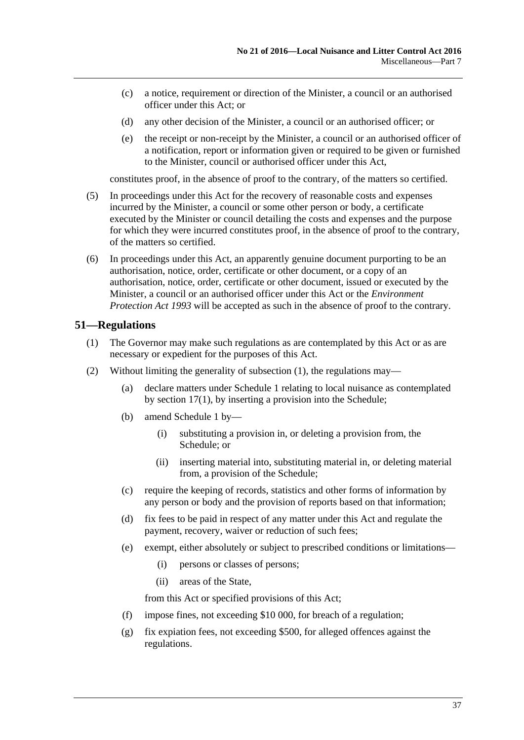(c) a notice, requirement or direction of the Minister, a council or an authorised officer under this Act; or

(d) any other decision of the Minister, a council or an authorised officer; or

(e) the receipt or non-receipt by the Minister, a council or an authorised officer of a notification, report or information given or required to be given or furnished to the Minister, council or authorised officer under this Act,

constitutes proof, in the absence of proof to the contrary, of the matters so certified.

(5) In proceedings under this Act for the recovery of reasonable costs and expenses incurred by the Minister, a council or some other person or body, a certificate executed by the Minister or council detailing the costs and expenses and the purpose for which they were incurred constitutes proof, in the absence of proof to the contrary, of the matters so certified.

(6) In proceedings under this Act, an apparently genuine document purporting to be an authorisation, notice, order, certificate or other document, or a copy of an authorisation, notice, order, certificate or other document, issued or executed by the Minister, a council or an authorised officer under this Act or the *Environment Protection Act 1993* will be accepted as such in the absence of proof to the contrary.

## 51—Regulations

(1) The Governor may make such regulations as are contemplated by this Act or as are necessary or expedient for the purposes of this Act.

(2) Without limiting the generality of subsection (1), the regulations may—

(a) declare matters under Schedule 1 relating to local nuisance as contemplated by section 17(1), by inserting a provision into the Schedule;

(b) amend Schedule 1 by—

(i) substituting a provision in, or deleting a provision from, the Schedule; or

(ii) inserting material into, substituting material in, or deleting material from, a provision of the Schedule;

(c) require the keeping of records, statistics and other forms of information by any person or body and the provision of reports based on that information;

(d) fix fees to be paid in respect of any matter under this Act and regulate the payment, recovery, waiver or reduction of such fees;

(e) exempt, either absolutely or subject to prescribed conditions or limitations—

(i) persons or classes of persons;

(ii) areas of the State,

from this Act or specified provisions of this Act;

(f) impose fines, not exceeding $10 000, for breach of a regulation;

(g) fix expiation fees, not exceeding $500, for alleged offences against the regulations.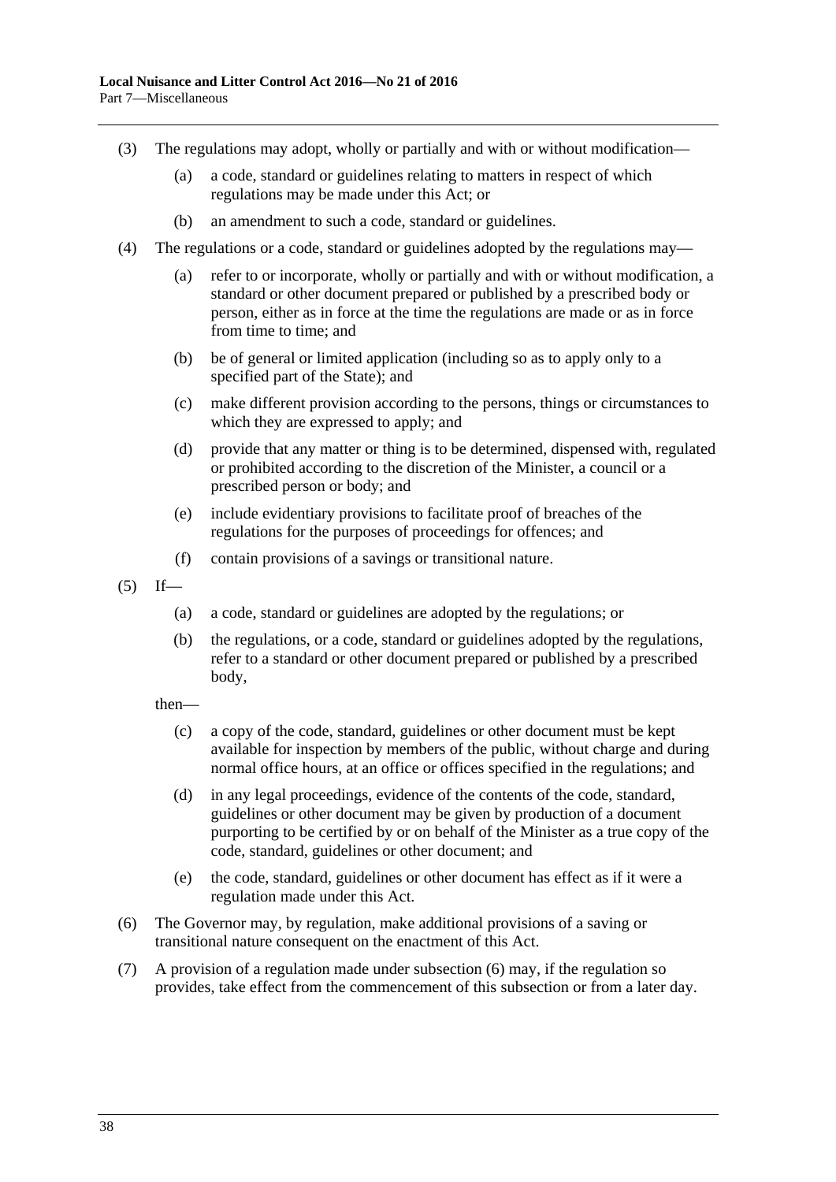(3) The regulations may adopt, wholly or partially and with or without modification—

(a) a code, standard or guidelines relating to matters in respect of which regulations may be made under this Act; or

(b) an amendment to such a code, standard or guidelines.

(4) The regulations or a code, standard or guidelines adopted by the regulations may—

(a) refer to or incorporate, wholly or partially and with or without modification, a standard or other document prepared or published by a prescribed body or person, either as in force at the time the regulations are made or as in force from time to time; and

(b) be of general or limited application (including so as to apply only to a specified part of the State); and

(c) make different provision according to the persons, things or circumstances to which they are expressed to apply; and

(d) provide that any matter or thing is to be determined, dispensed with, regulated or prohibited according to the discretion of the Minister, a council or a prescribed person or body; and

(e) include evidentiary provisions to facilitate proof of breaches of the regulations for the purposes of proceedings for offences; and

(f) contain provisions of a savings or transitional nature.

(5) If—

(a) a code, standard or guidelines are adopted by the regulations; or

(b) the regulations, or a code, standard or guidelines adopted by the regulations, refer to a standard or other document prepared or published by a prescribed body,

then—

(c) a copy of the code, standard, guidelines or other document must be kept available for inspection by members of the public, without charge and during normal office hours, at an office or offices specified in the regulations; and

(d) in any legal proceedings, evidence of the contents of the code, standard, guidelines or other document may be given by production of a document purporting to be certified by or on behalf of the Minister as a true copy of the code, standard, guidelines or other document; and

(e) the code, standard, guidelines or other document has effect as if it were a regulation made under this Act.

(6) The Governor may, by regulation, make additional provisions of a saving or transitional nature consequent on the enactment of this Act.

(7) A provision of a regulation made under subsection (6) may, if the regulation so provides, take effect from the commencement of this subsection or from a later day.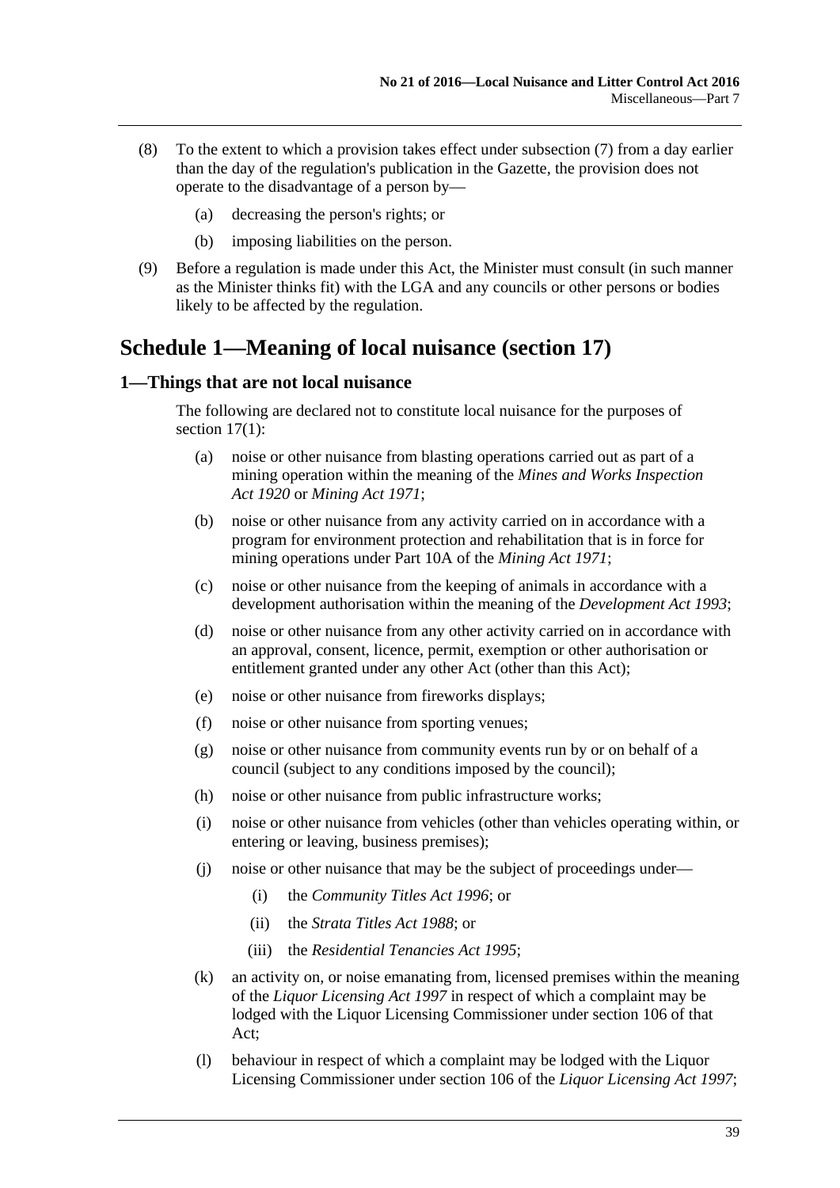(8) To the extent to which a provision takes effect under subsection (7) from a day earlier than the day of the regulation's publication in the Gazette, the provision does not operate to the disadvantage of a person by—

   (a) decreasing the person's rights; or

   (b) imposing liabilities on the person.

(9) Before a regulation is made under this Act, the Minister must consult (in such manner as the Minister thinks fit) with the LGA and any councils or other persons or bodies likely to be affected by the regulation.

# Schedule 1—Meaning of local nuisance (section 17)

## 1—Things that are not local nuisance

The following are declared not to constitute local nuisance for the purposes of section 17(1):

(a) noise or other nuisance from blasting operations carried out as part of a mining operation within the meaning of the *Mines and Works Inspection Act 1920* or *Mining Act 1971*;

(b) noise or other nuisance from any activity carried on in accordance with a program for environment protection and rehabilitation that is in force for mining operations under Part 10A of the *Mining Act 1971*;

(c) noise or other nuisance from the keeping of animals in accordance with a development authorisation within the meaning of the *Development Act 1993*;

(d) noise or other nuisance from any other activity carried on in accordance with an approval, consent, licence, permit, exemption or other authorisation or entitlement granted under any other Act (other than this Act);

(e) noise or other nuisance from fireworks displays;

(f) noise or other nuisance from sporting venues;

(g) noise or other nuisance from community events run by or on behalf of a council (subject to any conditions imposed by the council);

(h) noise or other nuisance from public infrastructure works;

(i) noise or other nuisance from vehicles (other than vehicles operating within, or entering or leaving, business premises);

(j) noise or other nuisance that may be the subject of proceedings under—

   (i) the *Community Titles Act 1996*; or

   (ii) the *Strata Titles Act 1988*; or

   (iii) the *Residential Tenancies Act 1995*;

(k) an activity on, or noise emanating from, licensed premises within the meaning of the *Liquor Licensing Act 1997* in respect of which a complaint may be lodged with the Liquor Licensing Commissioner under section 106 of that Act;

(l) behaviour in respect of which a complaint may be lodged with the Liquor Licensing Commissioner under section 106 of the *Liquor Licensing Act 1997*;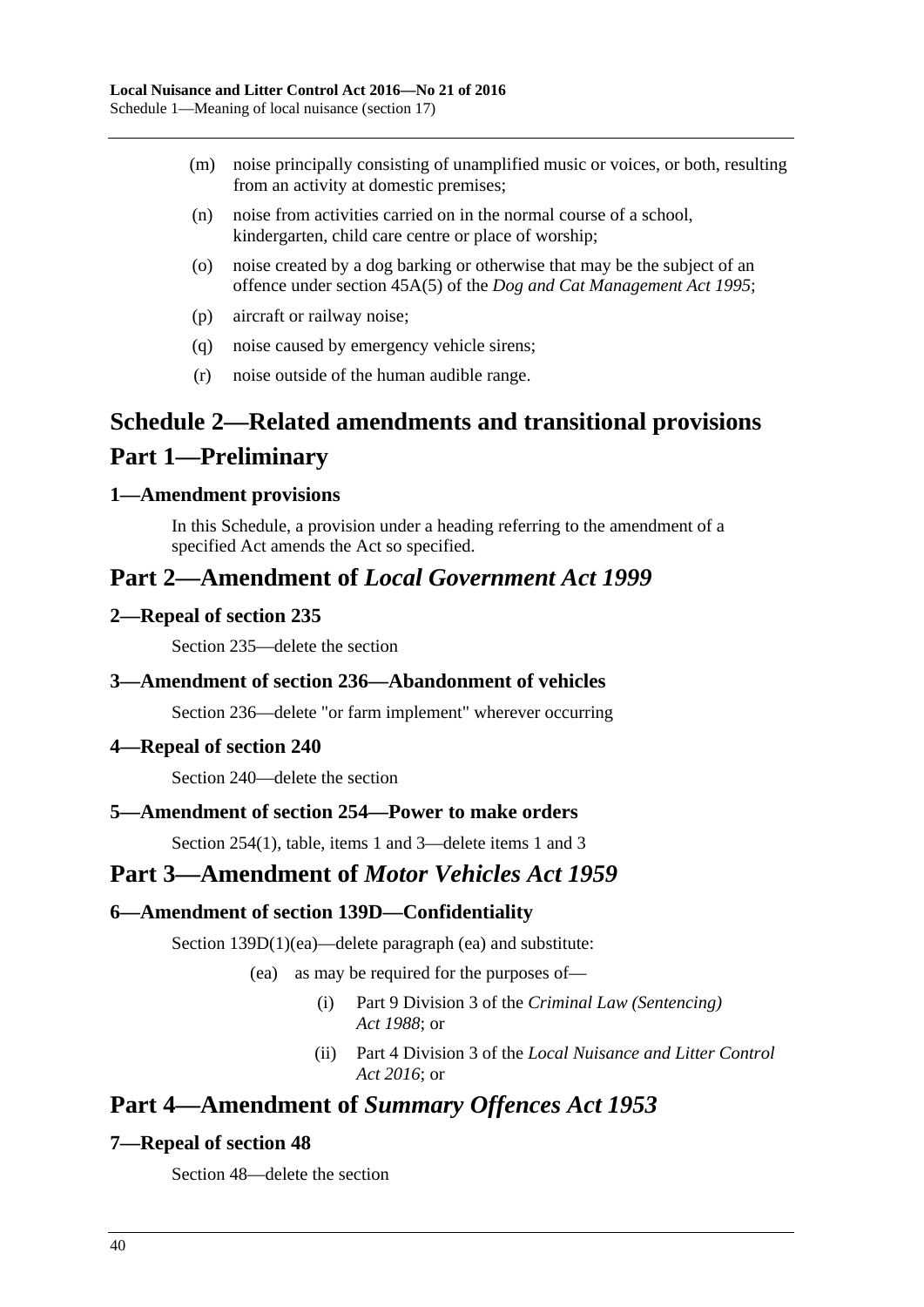(m) noise principally consisting of unamplified music or voices, or both, resulting from an activity at domestic premises;

(n) noise from activities carried on in the normal course of a school, kindergarten, child care centre or place of worship;

(o) noise created by a dog barking or otherwise that may be the subject of an offence under section 45A(5) of the *Dog and Cat Management Act 1995*;

(p) aircraft or railway noise;

(q) noise caused by emergency vehicle sirens;

(r) noise outside of the human audible range.

# Schedule 2—Related amendments and transitional provisions

# Part 1—Preliminary

### 1—Amendment provisions

In this Schedule, a provision under a heading referring to the amendment of a specified Act amends the Act so specified.

# Part 2—Amendment of *Local Government Act 1999*

### 2—Repeal of section 235

Section 235—delete the section

### 3—Amendment of section 236—Abandonment of vehicles

Section 236—delete "or farm implement" wherever occurring

### 4—Repeal of section 240

Section 240—delete the section

### 5—Amendment of section 254—Power to make orders

Section 254(1), table, items 1 and 3—delete items 1 and 3

# Part 3—Amendment of *Motor Vehicles Act 1959*

### 6—Amendment of section 139D—Confidentiality

Section 139D(1)(ea)—delete paragraph (ea) and substitute:

(ea) as may be required for the purposes of—

(i) Part 9 Division 3 of the *Criminal Law (Sentencing) Act 1988*; or

(ii) Part 4 Division 3 of the *Local Nuisance and Litter Control Act 2016*; or

# Part 4—Amendment of *Summary Offences Act 1953*

### 7—Repeal of section 48

Section 48—delete the section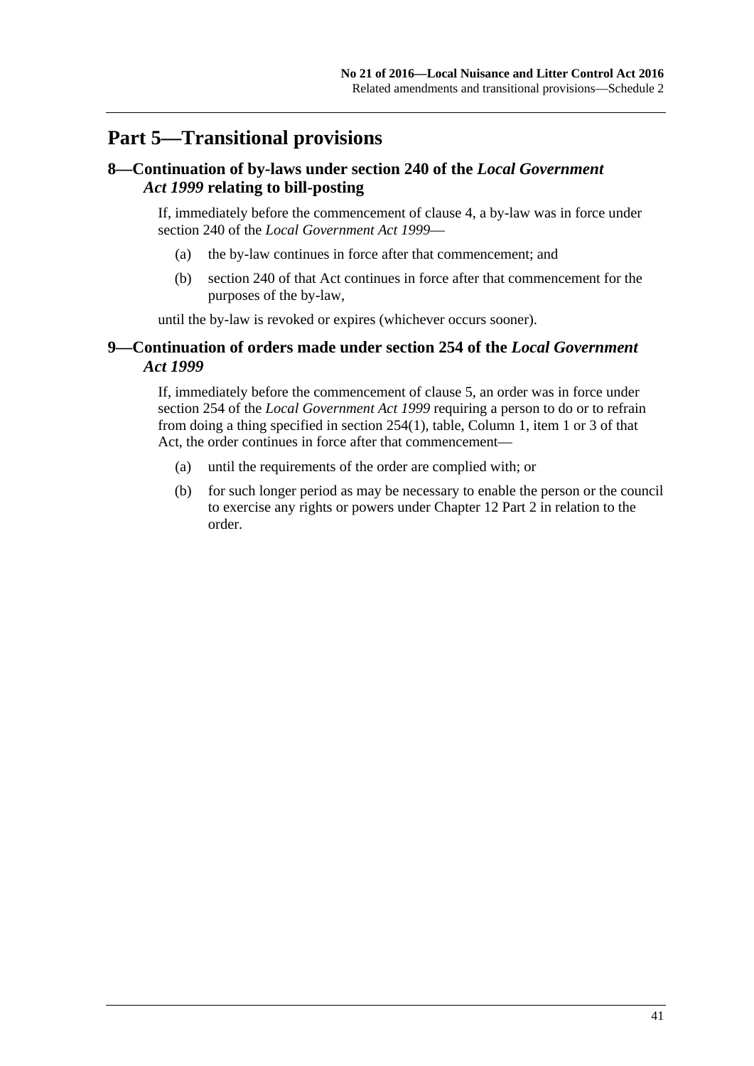## Part 5—Transitional provisions

### 8—Continuation of by-laws under section 240 of the *Local Government Act 1999* relating to bill-posting

If, immediately before the commencement of clause 4, a by-law was in force under section 240 of the *Local Government Act 1999*—

(a) the by-law continues in force after that commencement; and

(b) section 240 of that Act continues in force after that commencement for the purposes of the by-law,

until the by-law is revoked or expires (whichever occurs sooner).

### 9—Continuation of orders made under section 254 of the *Local Government Act 1999*

If, immediately before the commencement of clause 5, an order was in force under section 254 of the *Local Government Act 1999* requiring a person to do or to refrain from doing a thing specified in section 254(1), table, Column 1, item 1 or 3 of that Act, the order continues in force after that commencement—

(a) until the requirements of the order are complied with; or

(b) for such longer period as may be necessary to enable the person or the council to exercise any rights or powers under Chapter 12 Part 2 in relation to the order.